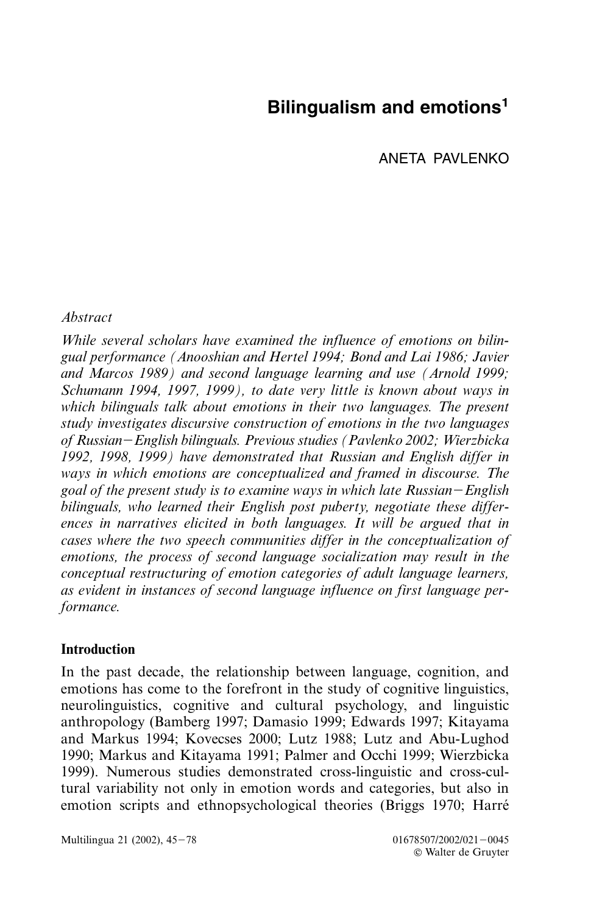# Bilingualism and emotions[1]

ANETA PAVLENKO

*Abstract*

*While several scholars have examined the influence of emotions on bilingual performance (Anooshian and Hertel 1994; Bond and Lai 1986; Javier and Marcos 1989) and second language learning and use (Arnold 1999; Schumann 1994, 1997, 1999), to date very little is known about ways in which bilinguals talk about emotions in their two languages. The present study investigates discursive construction of emotions in the two languages of Russian–English bilinguals. Previous studies (Pavlenko 2002; Wierzbicka 1992, 1998, 1999) have demonstrated that Russian and English differ in ways in which emotions are conceptualized and framed in discourse. The goal of the present study is to examine ways in which late Russian–English bilinguals, who learned their English post puberty, negotiate these differences in narratives elicited in both languages. It will be argued that in cases where the two speech communities differ in the conceptualization of emotions, the process of second language socialization may result in the conceptual restructuring of emotion categories of adult language learners, as evident in instances of second language influence on first language performance.*

## Introduction

In the past decade, the relationship between language, cognition, and emotions has come to the forefront in the study of cognitive linguistics, neurolinguistics, cognitive and cultural psychology, and linguistic anthropology (Bamberg 1997; Damasio 1999; Edwards 1997; Kitayama and Markus 1994; Kovecses 2000; Lutz 1988; Lutz and Abu-Lughod 1990; Markus and Kitayama 1991; Palmer and Occhi 1999; Wierzbicka 1999). Numerous studies demonstrated cross-linguistic and cross-cultural variability not only in emotion words and categories, but also in emotion scripts and ethnopsychological theories (Briggs 1970; Harré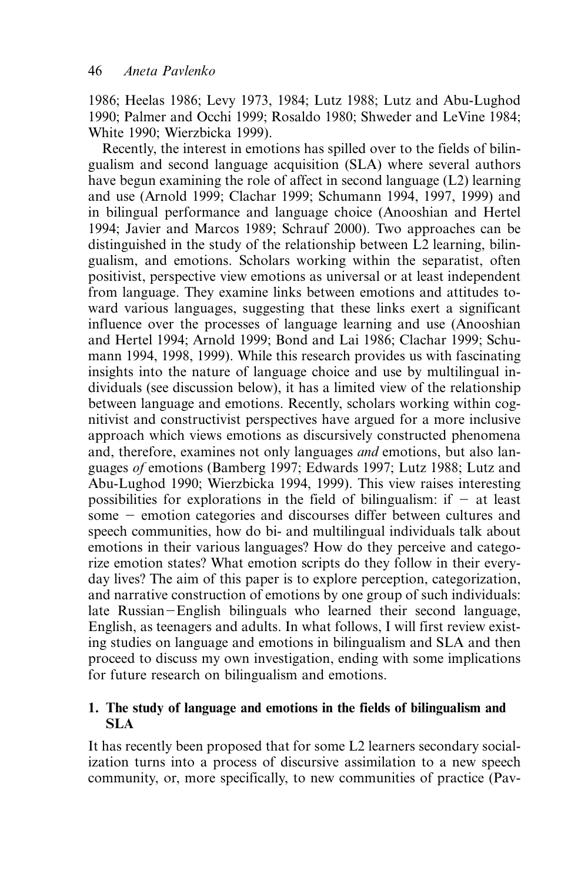1986; Heelas 1986; Levy 1973, 1984; Lutz 1988; Lutz and Abu-Lughod 1990; Palmer and Occhi 1999; Rosaldo 1980; Shweder and LeVine 1984; White 1990; Wierzbicka 1999).

Recently, the interest in emotions has spilled over to the fields of bilingualism and second language acquisition (SLA) where several authors have begun examining the role of affect in second language (L2) learning and use (Arnold 1999; Clachar 1999; Schumann 1994, 1997, 1999) and in bilingual performance and language choice (Anooshian and Hertel 1994; Javier and Marcos 1989; Schrauf 2000). Two approaches can be distinguished in the study of the relationship between L2 learning, bilingualism, and emotions. Scholars working within the separatist, often positivist, perspective view emotions as universal or at least independent from language. They examine links between emotions and attitudes toward various languages, suggesting that these links exert a significant influence over the processes of language learning and use (Anooshian and Hertel 1994; Arnold 1999; Bond and Lai 1986; Clachar 1999; Schumann 1994, 1998, 1999). While this research provides us with fascinating insights into the nature of language choice and use by multilingual individuals (see discussion below), it has a limited view of the relationship between language and emotions. Recently, scholars working within cognitivist and constructivist perspectives have argued for a more inclusive approach which views emotions as discursively constructed phenomena and, therefore, examines not only languages *and* emotions, but also languages *of* emotions (Bamberg 1997; Edwards 1997; Lutz 1988; Lutz and Abu-Lughod 1990; Wierzbicka 1994, 1999). This view raises interesting possibilities for explorations in the field of bilingualism: if – at least some – emotion categories and discourses differ between cultures and speech communities, how do bi- and multilingual individuals talk about emotions in their various languages? How do they perceive and categorize emotion states? What emotion scripts do they follow in their everyday lives? The aim of this paper is to explore perception, categorization, and narrative construction of emotions by one group of such individuals: late Russian–English bilinguals who learned their second language, English, as teenagers and adults. In what follows, I will first review existing studies on language and emotions in bilingualism and SLA and then proceed to discuss my own investigation, ending with some implications for future research on bilingualism and emotions.

## 1. The study of language and emotions in the fields of bilingualism and SLA

It has recently been proposed that for some L2 learners secondary socialization turns into a process of discursive assimilation to a new speech community, or, more specifically, to new communities of practice (Pav-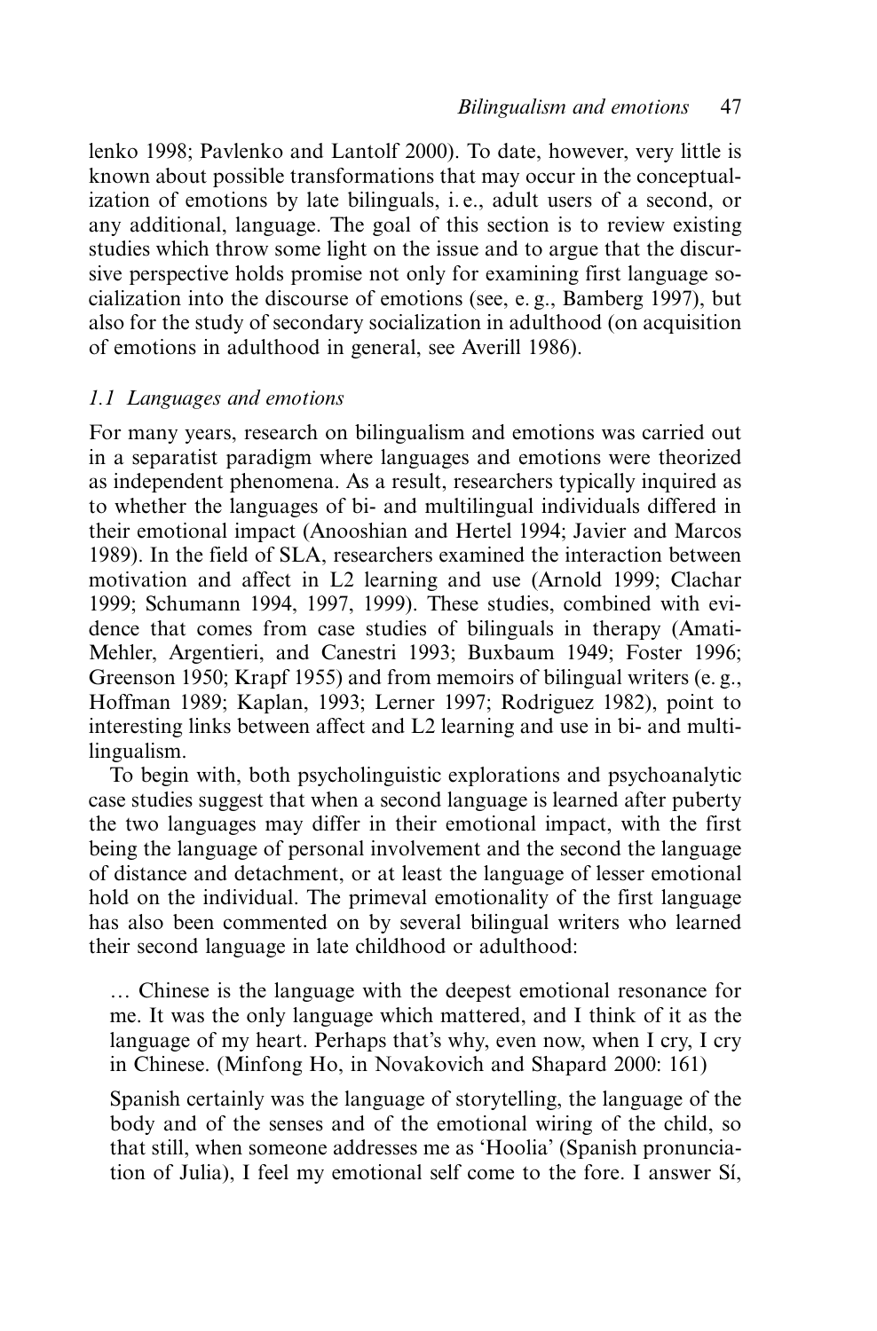lenko 1998; Pavlenko and Lantolf 2000). To date, however, very little is known about possible transformations that may occur in the conceptualization of emotions by late bilinguals, i. e., adult users of a second, or any additional, language. The goal of this section is to review existing studies which throw some light on the issue and to argue that the discursive perspective holds promise not only for examining first language socialization into the discourse of emotions (see, e. g., Bamberg 1997), but also for the study of secondary socialization in adulthood (on acquisition of emotions in adulthood in general, see Averill 1986).

### *1.1 Languages and emotions*

For many years, research on bilingualism and emotions was carried out in a separatist paradigm where languages and emotions were theorized as independent phenomena. As a result, researchers typically inquired as to whether the languages of bi- and multilingual individuals differed in their emotional impact (Anooshian and Hertel 1994; Javier and Marcos 1989). In the field of SLA, researchers examined the interaction between motivation and affect in L2 learning and use (Arnold 1999; Clachar 1999; Schumann 1994, 1997, 1999). These studies, combined with evidence that comes from case studies of bilinguals in therapy (Amati-Mehler, Argentieri, and Canestri 1993; Buxbaum 1949; Foster 1996; Greenson 1950; Krapf 1955) and from memoirs of bilingual writers (e. g., Hoffman 1989; Kaplan, 1993; Lerner 1997; Rodriguez 1982), point to interesting links between affect and L2 learning and use in bi- and multilingualism.

To begin with, both psycholinguistic explorations and psychoanalytic case studies suggest that when a second language is learned after puberty the two languages may differ in their emotional impact, with the first being the language of personal involvement and the second the language of distance and detachment, or at least the language of lesser emotional hold on the individual. The primeval emotionality of the first language has also been commented on by several bilingual writers who learned their second language in late childhood or adulthood:

> … Chinese is the language with the deepest emotional resonance for me. It was the only language which mattered, and I think of it as the language of my heart. Perhaps that's why, even now, when I cry, I cry in Chinese. (Minfong Ho, in Novakovich and Shapard 2000: 161)

> Spanish certainly was the language of storytelling, the language of the body and of the senses and of the emotional wiring of the child, so that still, when someone addresses me as 'Hoolia' (Spanish pronunciation of Julia), I feel my emotional self come to the fore. I answer Sí,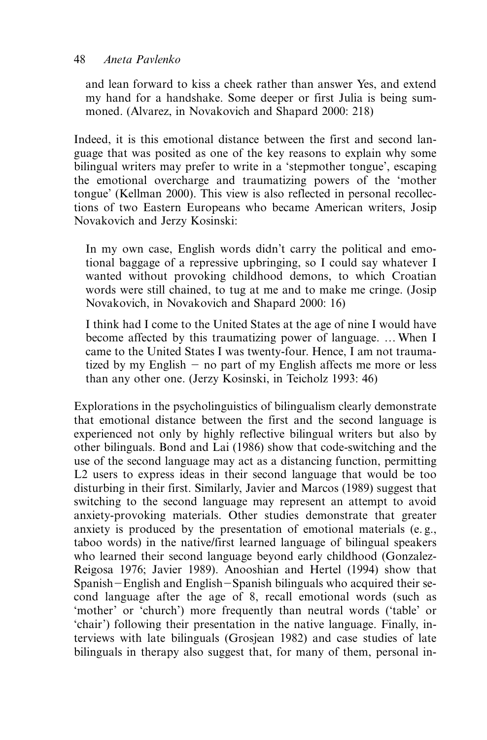and lean forward to kiss a cheek rather than answer Yes, and extend my hand for a handshake. Some deeper or first Julia is being summoned. (Alvarez, in Novakovich and Shapard 2000: 218)

Indeed, it is this emotional distance between the first and second language that was posited as one of the key reasons to explain why some bilingual writers may prefer to write in a 'stepmother tongue', escaping the emotional overcharge and traumatizing powers of the 'mother tongue' (Kellman 2000). This view is also reflected in personal recollections of two Eastern Europeans who became American writers, Josip Novakovich and Jerzy Kosinski:

> In my own case, English words didn't carry the political and emotional baggage of a repressive upbringing, so I could say whatever I wanted without provoking childhood demons, to which Croatian words were still chained, to tug at me and to make me cringe. (Josip Novakovich, in Novakovich and Shapard 2000: 16)

> I think had I come to the United States at the age of nine I would have become affected by this traumatizing power of language. … When I came to the United States I was twenty-four. Hence, I am not traumatized by my English – no part of my English affects me more or less than any other one. (Jerzy Kosinski, in Teicholz 1993: 46)

Explorations in the psycholinguistics of bilingualism clearly demonstrate that emotional distance between the first and the second language is experienced not only by highly reflective bilingual writers but also by other bilinguals. Bond and Lai (1986) show that code-switching and the use of the second language may act as a distancing function, permitting L2 users to express ideas in their second language that would be too disturbing in their first. Similarly, Javier and Marcos (1989) suggest that switching to the second language may represent an attempt to avoid anxiety-provoking materials. Other studies demonstrate that greater anxiety is produced by the presentation of emotional materials (e. g., taboo words) in the native/first learned language of bilingual speakers who learned their second language beyond early childhood (Gonzalez-Reigosa 1976; Javier 1989). Anooshian and Hertel (1994) show that Spanish–English and English–Spanish bilinguals who acquired their second language after the age of 8, recall emotional words (such as 'mother' or 'church') more frequently than neutral words ('table' or 'chair') following their presentation in the native language. Finally, interviews with late bilinguals (Grosjean 1982) and case studies of late bilinguals in therapy also suggest that, for many of them, personal in-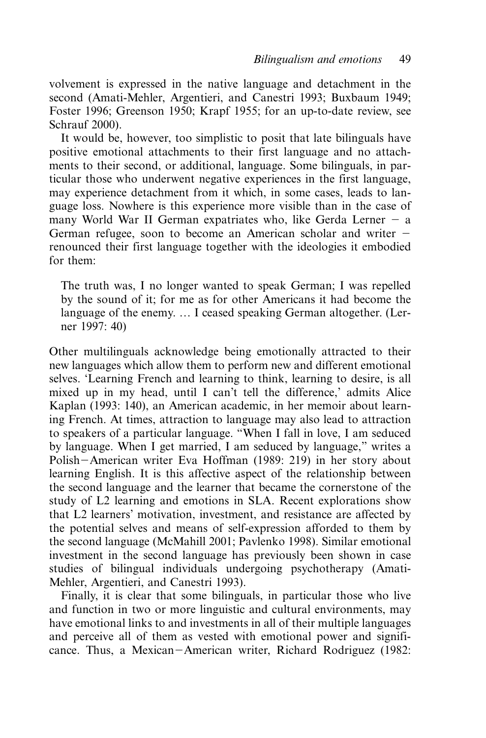volvement is expressed in the native language and detachment in the second (Amati-Mehler, Argentieri, and Canestri 1993; Buxbaum 1949; Foster 1996; Greenson 1950; Krapf 1955; for an up-to-date review, see Schrauf 2000).

It would be, however, too simplistic to posit that late bilinguals have positive emotional attachments to their first language and no attachments to their second, or additional, language. Some bilinguals, in particular those who underwent negative experiences in the first language, may experience detachment from it which, in some cases, leads to language loss. Nowhere is this experience more visible than in the case of many World War II German expatriates who, like Gerda Lerner – a German refugee, soon to become an American scholar and writer – renounced their first language together with the ideologies it embodied for them:

> The truth was, I no longer wanted to speak German; I was repelled by the sound of it; for me as for other Americans it had become the language of the enemy. … I ceased speaking German altogether. (Lerner 1997: 40)

Other multilinguals acknowledge being emotionally attracted to their new languages which allow them to perform new and different emotional selves. 'Learning French and learning to think, learning to desire, is all mixed up in my head, until I can't tell the difference,' admits Alice Kaplan (1993: 140), an American academic, in her memoir about learning French. At times, attraction to language may also lead to attraction to speakers of a particular language. "When I fall in love, I am seduced by language. When I get married, I am seduced by language," writes a Polish–American writer Eva Hoffman (1989: 219) in her story about learning English. It is this affective aspect of the relationship between the second language and the learner that became the cornerstone of the study of L2 learning and emotions in SLA. Recent explorations show that L2 learners' motivation, investment, and resistance are affected by the potential selves and means of self-expression afforded to them by the second language (McMahill 2001; Pavlenko 1998). Similar emotional investment in the second language has previously been shown in case studies of bilingual individuals undergoing psychotherapy (Amati-Mehler, Argentieri, and Canestri 1993).

Finally, it is clear that some bilinguals, in particular those who live and function in two or more linguistic and cultural environments, may have emotional links to and investments in all of their multiple languages and perceive all of them as vested with emotional power and significance. Thus, a Mexican–American writer, Richard Rodriguez (1982: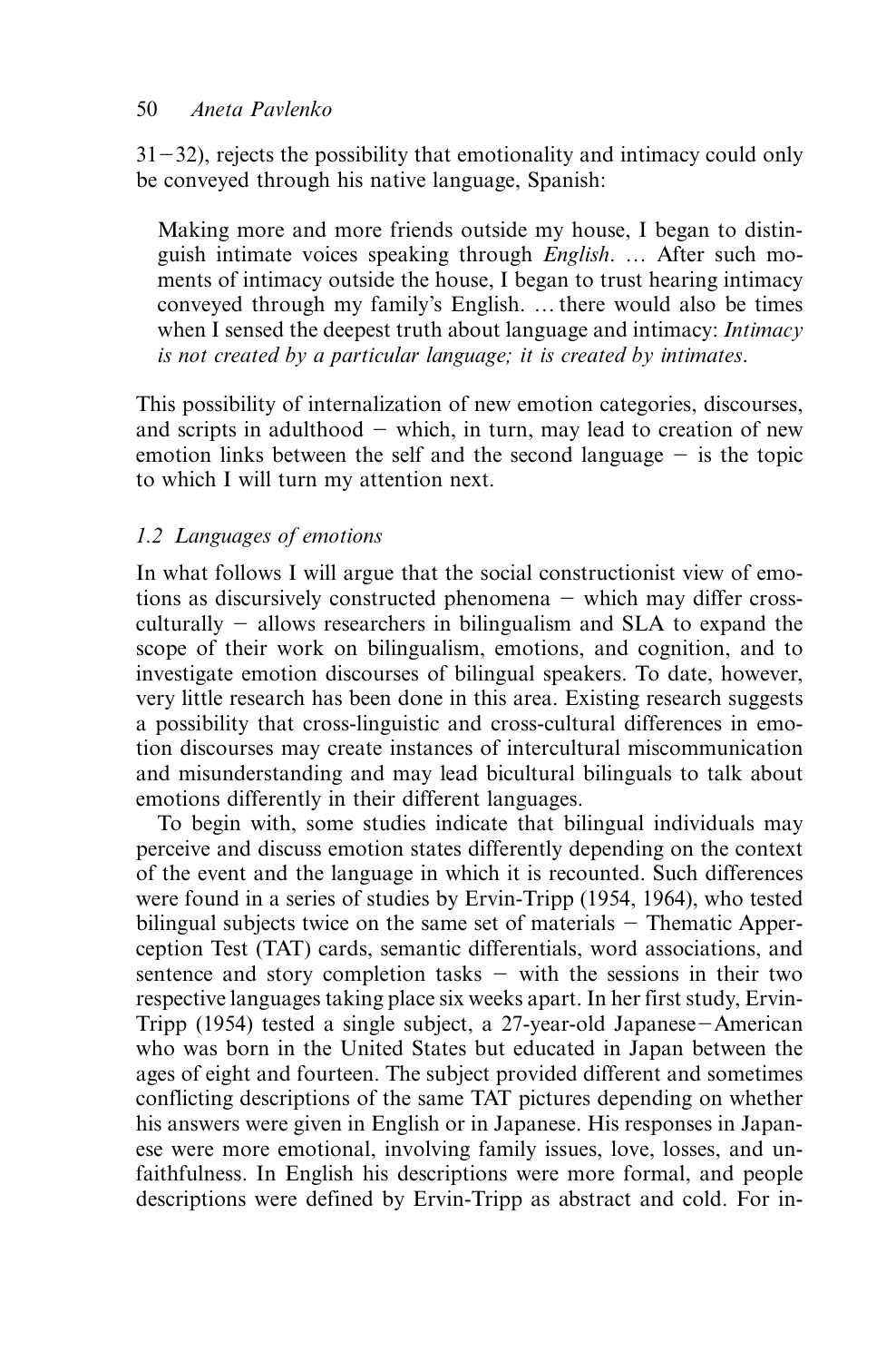31–32), rejects the possibility that emotionality and intimacy could only be conveyed through his native language, Spanish:

> Making more and more friends outside my house, I began to distinguish intimate voices speaking through *English*. … After such moments of intimacy outside the house, I began to trust hearing intimacy conveyed through my family's English. … there would also be times when I sensed the deepest truth about language and intimacy: *Intimacy is not created by a particular language; it is created by intimates*.

This possibility of internalization of new emotion categories, discourses, and scripts in adulthood – which, in turn, may lead to creation of new emotion links between the self and the second language – is the topic to which I will turn my attention next.

### *1.2 Languages of emotions*

In what follows I will argue that the social constructionist view of emotions as discursively constructed phenomena – which may differ cross-culturally – allows researchers in bilingualism and SLA to expand the scope of their work on bilingualism, emotions, and cognition, and to investigate emotion discourses of bilingual speakers. To date, however, very little research has been done in this area. Existing research suggests a possibility that cross-linguistic and cross-cultural differences in emotion discourses may create instances of intercultural miscommunication and misunderstanding and may lead bicultural bilinguals to talk about emotions differently in their different languages.

To begin with, some studies indicate that bilingual individuals may perceive and discuss emotion states differently depending on the context of the event and the language in which it is recounted. Such differences were found in a series of studies by Ervin-Tripp (1954, 1964), who tested bilingual subjects twice on the same set of materials – Thematic Apperception Test (TAT) cards, semantic differentials, word associations, and sentence and story completion tasks – with the sessions in their two respective languages taking place six weeks apart. In her first study, Ervin-Tripp (1954) tested a single subject, a 27-year-old Japanese–American who was born in the United States but educated in Japan between the ages of eight and fourteen. The subject provided different and sometimes conflicting descriptions of the same TAT pictures depending on whether his answers were given in English or in Japanese. His responses in Japanese were more emotional, involving family issues, love, losses, and unfaithfulness. In English his descriptions were more formal, and people descriptions were defined by Ervin-Tripp as abstract and cold. For in-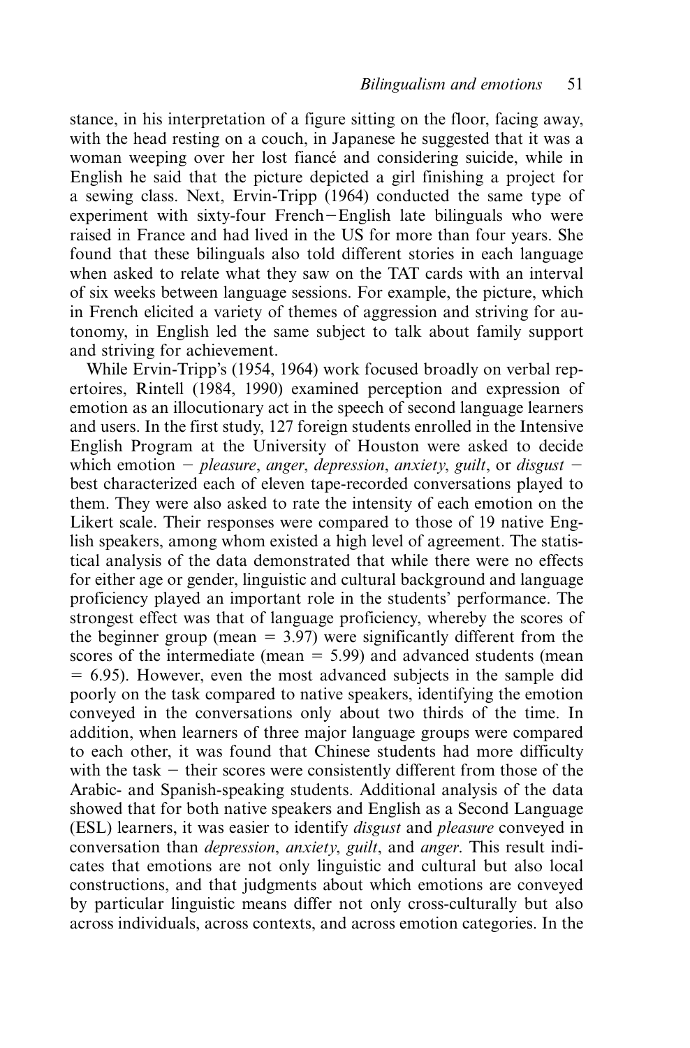stance, in his interpretation of a figure sitting on the floor, facing away, with the head resting on a couch, in Japanese he suggested that it was a woman weeping over her lost fiancé and considering suicide, while in English he said that the picture depicted a girl finishing a project for a sewing class. Next, Ervin-Tripp (1964) conducted the same type of experiment with sixty-four French–English late bilinguals who were raised in France and had lived in the US for more than four years. She found that these bilinguals also told different stories in each language when asked to relate what they saw on the TAT cards with an interval of six weeks between language sessions. For example, the picture, which in French elicited a variety of themes of aggression and striving for autonomy, in English led the same subject to talk about family support and striving for achievement.

While Ervin-Tripp's (1954, 1964) work focused broadly on verbal repertoires, Rintell (1984, 1990) examined perception and expression of emotion as an illocutionary act in the speech of second language learners and users. In the first study, 127 foreign students enrolled in the Intensive English Program at the University of Houston were asked to decide which emotion – *pleasure*, *anger*, *depression*, *anxiety*, *guilt*, or *disgust* – best characterized each of eleven tape-recorded conversations played to them. They were also asked to rate the intensity of each emotion on the Likert scale. Their responses were compared to those of 19 native English speakers, among whom existed a high level of agreement. The statistical analysis of the data demonstrated that while there were no effects for either age or gender, linguistic and cultural background and language proficiency played an important role in the students' performance. The strongest effect was that of language proficiency, whereby the scores of the beginner group (mean = 3.97) were significantly different from the scores of the intermediate (mean = 5.99) and advanced students (mean = 6.95). However, even the most advanced subjects in the sample did poorly on the task compared to native speakers, identifying the emotion conveyed in the conversations only about two thirds of the time. In addition, when learners of three major language groups were compared to each other, it was found that Chinese students had more difficulty with the task – their scores were consistently different from those of the Arabic- and Spanish-speaking students. Additional analysis of the data showed that for both native speakers and English as a Second Language (ESL) learners, it was easier to identify *disgust* and *pleasure* conveyed in conversation than *depression*, *anxiety*, *guilt*, and *anger*. This result indicates that emotions are not only linguistic and cultural but also local constructions, and that judgments about which emotions are conveyed by particular linguistic means differ not only cross-culturally but also across individuals, across contexts, and across emotion categories. In the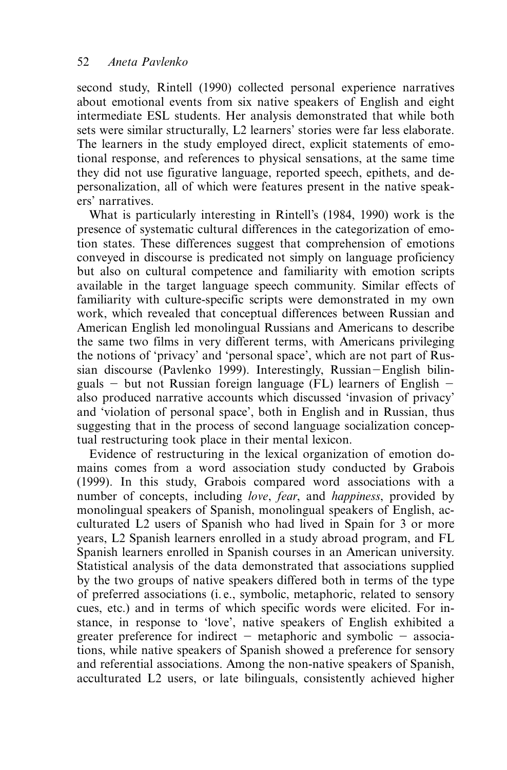second study, Rintell (1990) collected personal experience narratives about emotional events from six native speakers of English and eight intermediate ESL students. Her analysis demonstrated that while both sets were similar structurally, L2 learners' stories were far less elaborate. The learners in the study employed direct, explicit statements of emotional response, and references to physical sensations, at the same time they did not use figurative language, reported speech, epithets, and depersonalization, all of which were features present in the native speakers' narratives.

What is particularly interesting in Rintell's (1984, 1990) work is the presence of systematic cultural differences in the categorization of emotion states. These differences suggest that comprehension of emotions conveyed in discourse is predicated not simply on language proficiency but also on cultural competence and familiarity with emotion scripts available in the target language speech community. Similar effects of familiarity with culture-specific scripts were demonstrated in my own work, which revealed that conceptual differences between Russian and American English led monolingual Russians and Americans to describe the same two films in very different terms, with Americans privileging the notions of 'privacy' and 'personal space', which are not part of Russian discourse (Pavlenko 1999). Interestingly, Russian−English bilinguals − but not Russian foreign language (FL) learners of English − also produced narrative accounts which discussed 'invasion of privacy' and 'violation of personal space', both in English and in Russian, thus suggesting that in the process of second language socialization conceptual restructuring took place in their mental lexicon.

Evidence of restructuring in the lexical organization of emotion domains comes from a word association study conducted by Grabois (1999). In this study, Grabois compared word associations with a number of concepts, including *love*, *fear*, and *happiness*, provided by monolingual speakers of Spanish, monolingual speakers of English, acculturated L2 users of Spanish who had lived in Spain for 3 or more years, L2 Spanish learners enrolled in a study abroad program, and FL Spanish learners enrolled in Spanish courses in an American university. Statistical analysis of the data demonstrated that associations supplied by the two groups of native speakers differed both in terms of the type of preferred associations (i. e., symbolic, metaphoric, related to sensory cues, etc.) and in terms of which specific words were elicited. For instance, in response to 'love', native speakers of English exhibited a greater preference for indirect − metaphoric and symbolic − associations, while native speakers of Spanish showed a preference for sensory and referential associations. Among the non-native speakers of Spanish, acculturated L2 users, or late bilinguals, consistently achieved higher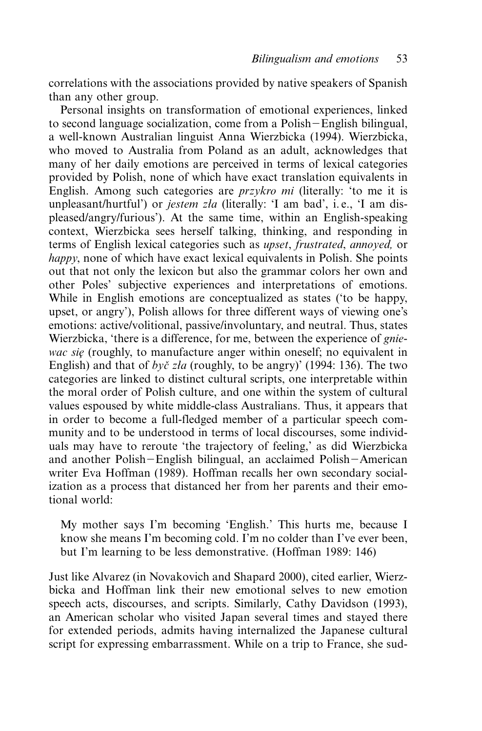correlations with the associations provided by native speakers of Spanish than any other group.

Personal insights on transformation of emotional experiences, linked to second language socialization, come from a Polish–English bilingual, a well-known Australian linguist Anna Wierzbicka (1994). Wierzbicka, who moved to Australia from Poland as an adult, acknowledges that many of her daily emotions are perceived in terms of lexical categories provided by Polish, none of which have exact translation equivalents in English. Among such categories are *przykro mi* (literally: 'to me it is unpleasant/hurtful') or *jestem zła* (literally: 'I am bad', i. e., 'I am displeased/angry/furious'). At the same time, within an English-speaking context, Wierzbicka sees herself talking, thinking, and responding in terms of English lexical categories such as *upset*, *frustrated*, *annoyed,* or *happy*, none of which have exact lexical equivalents in Polish. She points out that not only the lexicon but also the grammar colors her own and other Poles' subjective experiences and interpretations of emotions. While in English emotions are conceptualized as states ('to be happy, upset, or angry'), Polish allows for three different ways of viewing one's emotions: active/volitional, passive/involuntary, and neutral. Thus, states Wierzbicka, 'there is a difference, for me, between the experience of *gniewac się* (roughly, to manufacture anger within oneself; no equivalent in English) and that of *byč zła* (roughly, to be angry)' (1994: 136). The two categories are linked to distinct cultural scripts, one interpretable within the moral order of Polish culture, and one within the system of cultural values espoused by white middle-class Australians. Thus, it appears that in order to become a full-fledged member of a particular speech community and to be understood in terms of local discourses, some individuals may have to reroute 'the trajectory of feeling,' as did Wierzbicka and another Polish–English bilingual, an acclaimed Polish–American writer Eva Hoffman (1989). Hoffman recalls her own secondary socialization as a process that distanced her from her parents and their emotional world:

> My mother says I'm becoming 'English.' This hurts me, because I know she means I'm becoming cold. I'm no colder than I've ever been, but I'm learning to be less demonstrative. (Hoffman 1989: 146)

Just like Alvarez (in Novakovich and Shapard 2000), cited earlier, Wierzbicka and Hoffman link their new emotional selves to new emotion speech acts, discourses, and scripts. Similarly, Cathy Davidson (1993), an American scholar who visited Japan several times and stayed there for extended periods, admits having internalized the Japanese cultural script for expressing embarrassment. While on a trip to France, she sud-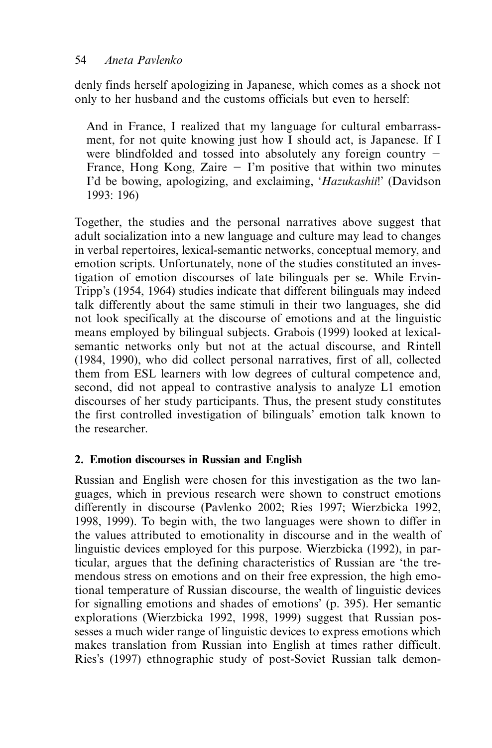denly finds herself apologizing in Japanese, which comes as a shock not only to her husband and the customs officials but even to herself:

> And in France, I realized that my language for cultural embarrassment, for not quite knowing just how I should act, is Japanese. If I were blindfolded and tossed into absolutely any foreign country – France, Hong Kong, Zaire – I'm positive that within two minutes I'd be bowing, apologizing, and exclaiming, '*Hazukashii*!' (Davidson 1993: 196)

Together, the studies and the personal narratives above suggest that adult socialization into a new language and culture may lead to changes in verbal repertoires, lexical-semantic networks, conceptual memory, and emotion scripts. Unfortunately, none of the studies constituted an investigation of emotion discourses of late bilinguals per se. While Ervin-Tripp's (1954, 1964) studies indicate that different bilinguals may indeed talk differently about the same stimuli in their two languages, she did not look specifically at the discourse of emotions and at the linguistic means employed by bilingual subjects. Grabois (1999) looked at lexical-semantic networks only but not at the actual discourse, and Rintell (1984, 1990), who did collect personal narratives, first of all, collected them from ESL learners with low degrees of cultural competence and, second, did not appeal to contrastive analysis to analyze L1 emotion discourses of her study participants. Thus, the present study constitutes the first controlled investigation of bilinguals' emotion talk known to the researcher.

## 2. Emotion discourses in Russian and English

Russian and English were chosen for this investigation as the two languages, which in previous research were shown to construct emotions differently in discourse (Pavlenko 2002; Ries 1997; Wierzbicka 1992, 1998, 1999). To begin with, the two languages were shown to differ in the values attributed to emotionality in discourse and in the wealth of linguistic devices employed for this purpose. Wierzbicka (1992), in particular, argues that the defining characteristics of Russian are 'the tremendous stress on emotions and on their free expression, the high emotional temperature of Russian discourse, the wealth of linguistic devices for signalling emotions and shades of emotions' (p. 395). Her semantic explorations (Wierzbicka 1992, 1998, 1999) suggest that Russian possesses a much wider range of linguistic devices to express emotions which makes translation from Russian into English at times rather difficult. Ries's (1997) ethnographic study of post-Soviet Russian talk demon-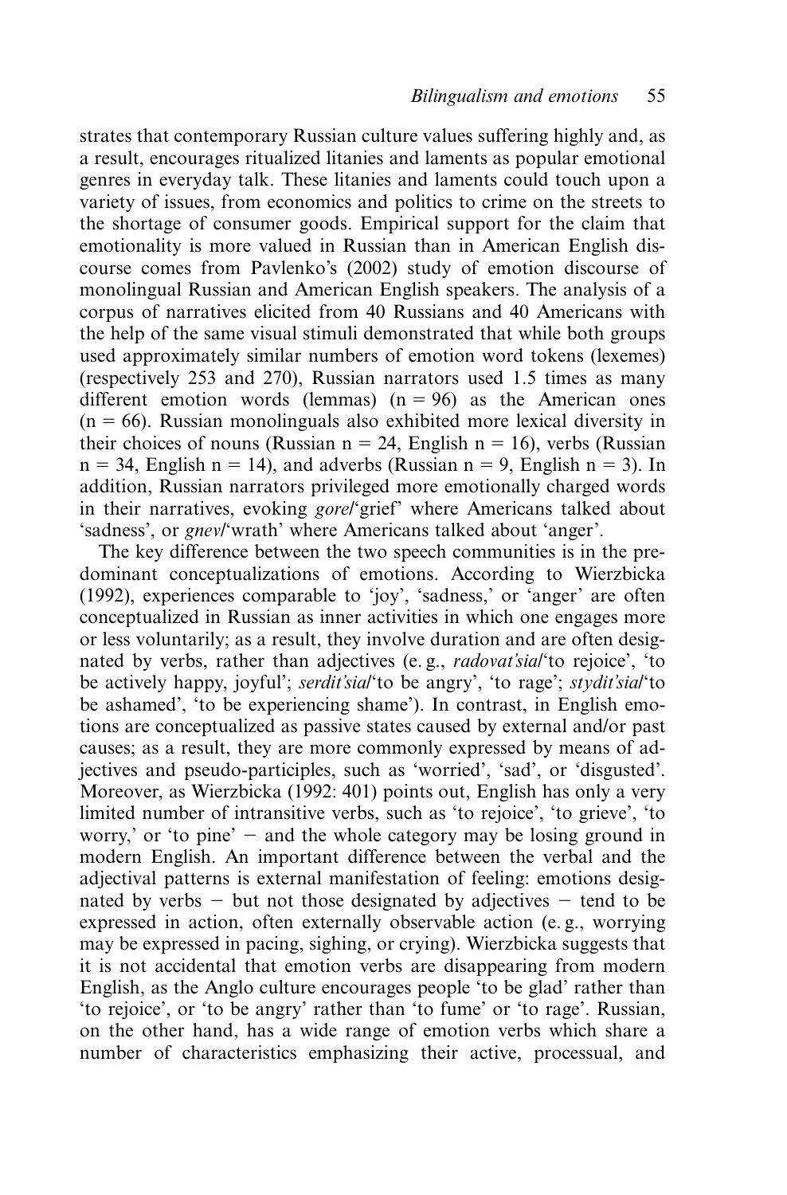strates that contemporary Russian culture values suffering highly and, as a result, encourages ritualized litanies and laments as popular emotional genres in everyday talk. These litanies and laments could touch upon a variety of issues, from economics and politics to crime on the streets to the shortage of consumer goods. Empirical support for the claim that emotionality is more valued in Russian than in American English discourse comes from Pavlenko's (2002) study of emotion discourse of monolingual Russian and American English speakers. The analysis of a corpus of narratives elicited from 40 Russians and 40 Americans with the help of the same visual stimuli demonstrated that while both groups used approximately similar numbers of emotion word tokens (lexemes) (respectively 253 and 270), Russian narrators used 1.5 times as many different emotion words (lemmas) (n = 96) as the American ones (n = 66). Russian monolinguals also exhibited more lexical diversity in their choices of nouns (Russian n = 24, English n = 16), verbs (Russian n = 34, English n = 14), and adverbs (Russian n = 9, English n = 3). In addition, Russian narrators privileged more emotionally charged words in their narratives, evoking *gore*/'grief' where Americans talked about 'sadness', or *gnev*/'wrath' where Americans talked about 'anger'.

The key difference between the two speech communities is in the predominant conceptualizations of emotions. According to Wierzbicka (1992), experiences comparable to 'joy', 'sadness,' or 'anger' are often conceptualized in Russian as inner activities in which one engages more or less voluntarily; as a result, they involve duration and are often designated by verbs, rather than adjectives (e. g., *radovat'sia*/'to rejoice', 'to be actively happy, joyful'; *serdit'sia*/'to be angry', 'to rage'; *stydit'sia*/'to be ashamed', 'to be experiencing shame'). In contrast, in English emotions are conceptualized as passive states caused by external and/or past causes; as a result, they are more commonly expressed by means of adjectives and pseudo-participles, such as 'worried', 'sad', or 'disgusted'. Moreover, as Wierzbicka (1992: 401) points out, English has only a very limited number of intransitive verbs, such as 'to rejoice', 'to grieve', 'to worry,' or 'to pine' – and the whole category may be losing ground in modern English. An important difference between the verbal and the adjectival patterns is external manifestation of feeling: emotions designated by verbs – but not those designated by adjectives – tend to be expressed in action, often externally observable action (e. g., worrying may be expressed in pacing, sighing, or crying). Wierzbicka suggests that it is not accidental that emotion verbs are disappearing from modern English, as the Anglo culture encourages people 'to be glad' rather than 'to rejoice', or 'to be angry' rather than 'to fume' or 'to rage'. Russian, on the other hand, has a wide range of emotion verbs which share a number of characteristics emphasizing their active, processual, and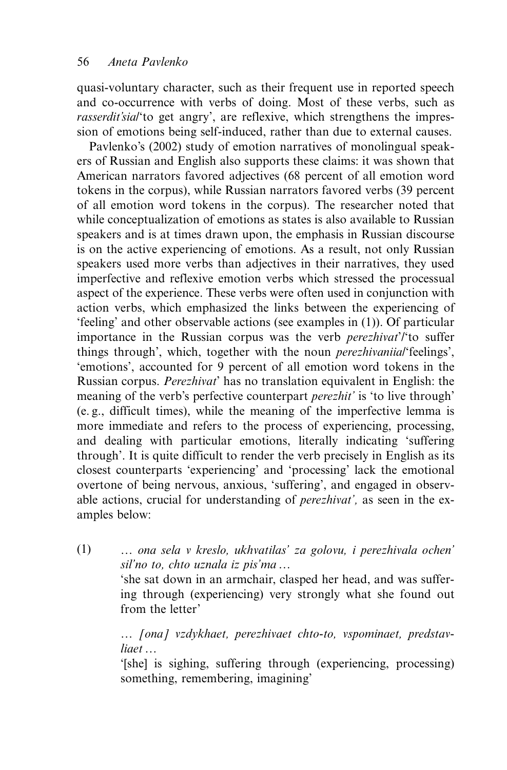quasi-voluntary character, such as their frequent use in reported speech and co-occurrence with verbs of doing. Most of these verbs, such as *rasserdit'sia*/'to get angry', are reflexive, which strengthens the impression of emotions being self-induced, rather than due to external causes.

Pavlenko's (2002) study of emotion narratives of monolingual speakers of Russian and English also supports these claims: it was shown that American narrators favored adjectives (68 percent of all emotion word tokens in the corpus), while Russian narrators favored verbs (39 percent of all emotion word tokens in the corpus). The researcher noted that while conceptualization of emotions as states is also available to Russian speakers and is at times drawn upon, the emphasis in Russian discourse is on the active experiencing of emotions. As a result, not only Russian speakers used more verbs than adjectives in their narratives, they used imperfective and reflexive emotion verbs which stressed the processual aspect of the experience. These verbs were often used in conjunction with action verbs, which emphasized the links between the experiencing of 'feeling' and other observable actions (see examples in (1)). Of particular importance in the Russian corpus was the verb *perezhivat'*/'to suffer things through', which, together with the noun *perezhivaniia*/'feelings', 'emotions', accounted for 9 percent of all emotion word tokens in the Russian corpus. *Perezhivat'* has no translation equivalent in English: the meaning of the verb's perfective counterpart *perezhit'* is 'to live through' (e.g., difficult times), while the meaning of the imperfective lemma is more immediate and refers to the process of experiencing, processing, and dealing with particular emotions, literally indicating 'suffering through'. It is quite difficult to render the verb precisely in English as its closest counterparts 'experiencing' and 'processing' lack the emotional overtone of being nervous, anxious, 'suffering', and engaged in observable actions, crucial for understanding of *perezhivat',* as seen in the examples below:

(1) *… ona sela v kreslo, ukhvatilas' za golovu, i perezhivala ochen' sil'no to, chto uznala iz pis'ma …*
'she sat down in an armchair, clasped her head, and was suffering through (experiencing) very strongly what she found out from the letter'

*… [ona] vzdykhaet, perezhivaet chto-to, vspominaet, predstavliaet …*
'[she] is sighing, suffering through (experiencing, processing) something, remembering, imagining'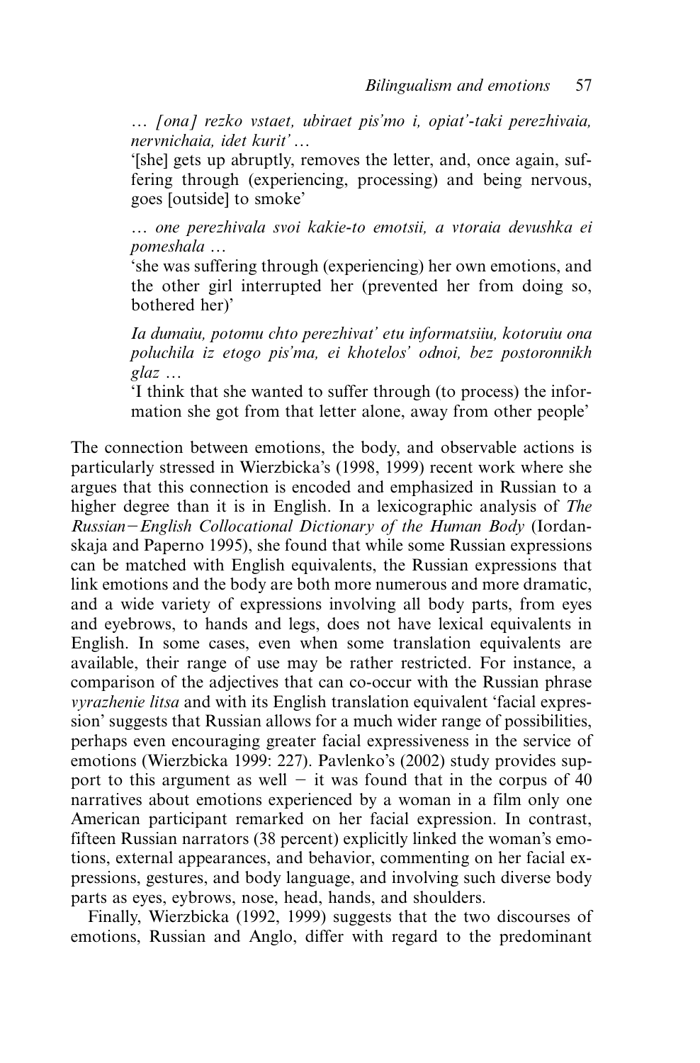*… [ona] rezko vstaet, ubiraet pis'mo i, opiat'-taki perezhivaia, nervnichaia, idet kurit' …*

'[she] gets up abruptly, removes the letter, and, once again, suffering through (experiencing, processing) and being nervous, goes [outside] to smoke'

*… one perezhivala svoi kakie-to emotsii, a vtoraia devushka ei pomeshala …*

'she was suffering through (experiencing) her own emotions, and the other girl interrupted her (prevented her from doing so, bothered her)'

*Ia dumaiu, potomu chto perezhivat' etu informatsiiu, kotoruiu ona poluchila iz etogo pis'ma, ei khotelos' odnoi, bez postoronnikh glaz …*

'I think that she wanted to suffer through (to process) the information she got from that letter alone, away from other people'

The connection between emotions, the body, and observable actions is particularly stressed in Wierzbicka's (1998, 1999) recent work where she argues that this connection is encoded and emphasized in Russian to a higher degree than it is in English. In a lexicographic analysis of *The Russian–English Collocational Dictionary of the Human Body* (Iordanskaja and Paperno 1995), she found that while some Russian expressions can be matched with English equivalents, the Russian expressions that link emotions and the body are both more numerous and more dramatic, and a wide variety of expressions involving all body parts, from eyes and eyebrows, to hands and legs, does not have lexical equivalents in English. In some cases, even when some translation equivalents are available, their range of use may be rather restricted. For instance, a comparison of the adjectives that can co-occur with the Russian phrase *vyrazhenie litsa* and with its English translation equivalent 'facial expression' suggests that Russian allows for a much wider range of possibilities, perhaps even encouraging greater facial expressiveness in the service of emotions (Wierzbicka 1999: 227). Pavlenko's (2002) study provides support to this argument as well – it was found that in the corpus of 40 narratives about emotions experienced by a woman in a film only one American participant remarked on her facial expression. In contrast, fifteen Russian narrators (38 percent) explicitly linked the woman's emotions, external appearances, and behavior, commenting on her facial expressions, gestures, and body language, and involving such diverse body parts as eyes, eybrows, nose, head, hands, and shoulders.

Finally, Wierzbicka (1992, 1999) suggests that the two discourses of emotions, Russian and Anglo, differ with regard to the predominant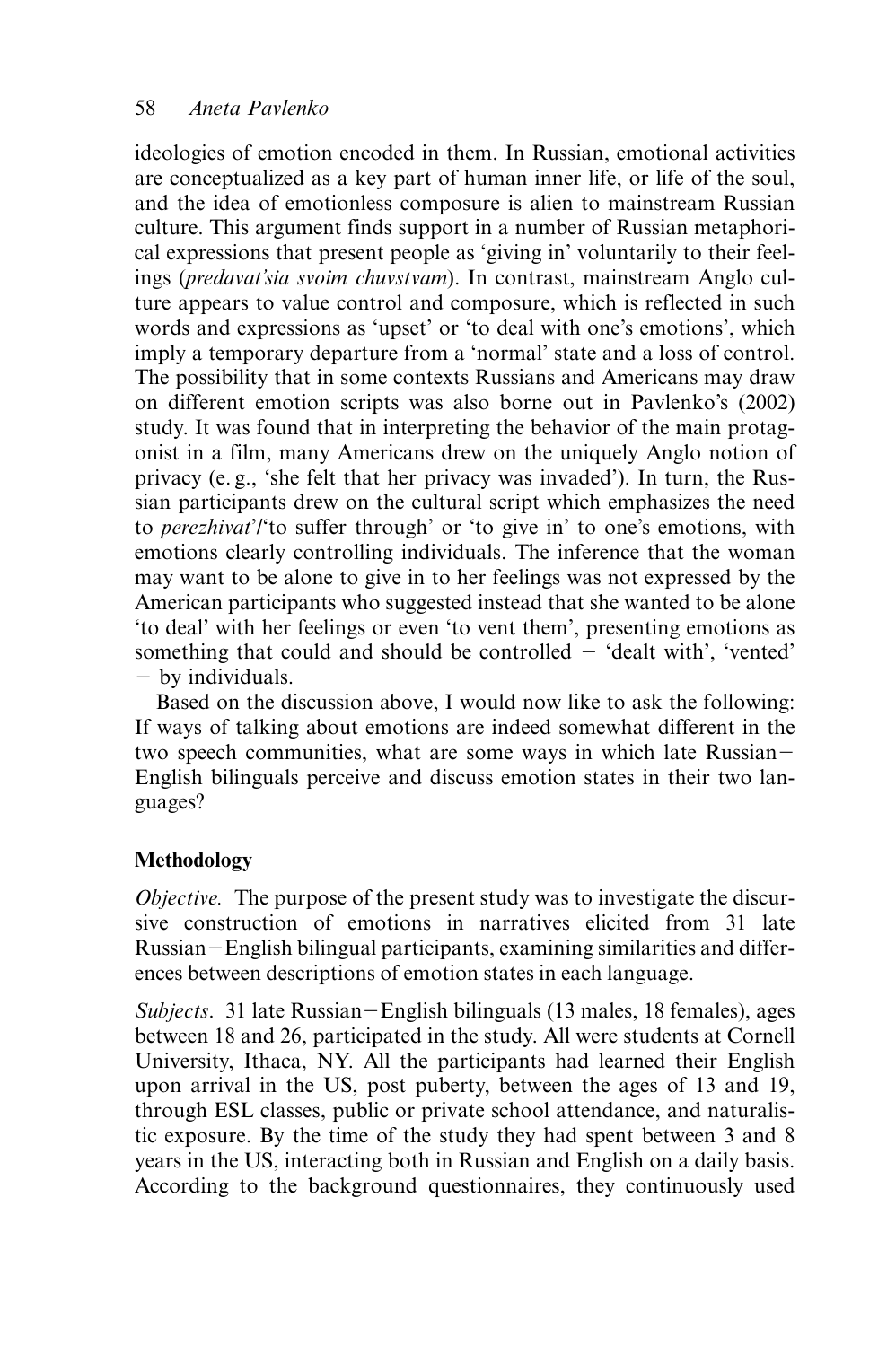ideologies of emotion encoded in them. In Russian, emotional activities are conceptualized as a key part of human inner life, or life of the soul, and the idea of emotionless composure is alien to mainstream Russian culture. This argument finds support in a number of Russian metaphorical expressions that present people as 'giving in' voluntarily to their feelings (*predavat'sia svoim chuvstvam*). In contrast, mainstream Anglo culture appears to value control and composure, which is reflected in such words and expressions as 'upset' or 'to deal with one's emotions', which imply a temporary departure from a 'normal' state and a loss of control. The possibility that in some contexts Russians and Americans may draw on different emotion scripts was also borne out in Pavlenko's (2002) study. It was found that in interpreting the behavior of the main protagonist in a film, many Americans drew on the uniquely Anglo notion of privacy (e. g., 'she felt that her privacy was invaded'). In turn, the Russian participants drew on the cultural script which emphasizes the need to *perezhivat'*/'to suffer through' or 'to give in' to one's emotions, with emotions clearly controlling individuals. The inference that the woman may want to be alone to give in to her feelings was not expressed by the American participants who suggested instead that she wanted to be alone 'to deal' with her feelings or even 'to vent them', presenting emotions as something that could and should be controlled – 'dealt with', 'vented' – by individuals.

Based on the discussion above, I would now like to ask the following: If ways of talking about emotions are indeed somewhat different in the two speech communities, what are some ways in which late Russian–English bilinguals perceive and discuss emotion states in their two languages?

## Methodology

*Objective.* The purpose of the present study was to investigate the discursive construction of emotions in narratives elicited from 31 late Russian–English bilingual participants, examining similarities and differences between descriptions of emotion states in each language.

*Subjects.* 31 late Russian–English bilinguals (13 males, 18 females), ages between 18 and 26, participated in the study. All were students at Cornell University, Ithaca, NY. All the participants had learned their English upon arrival in the US, post puberty, between the ages of 13 and 19, through ESL classes, public or private school attendance, and naturalistic exposure. By the time of the study they had spent between 3 and 8 years in the US, interacting both in Russian and English on a daily basis. According to the background questionnaires, they continuously used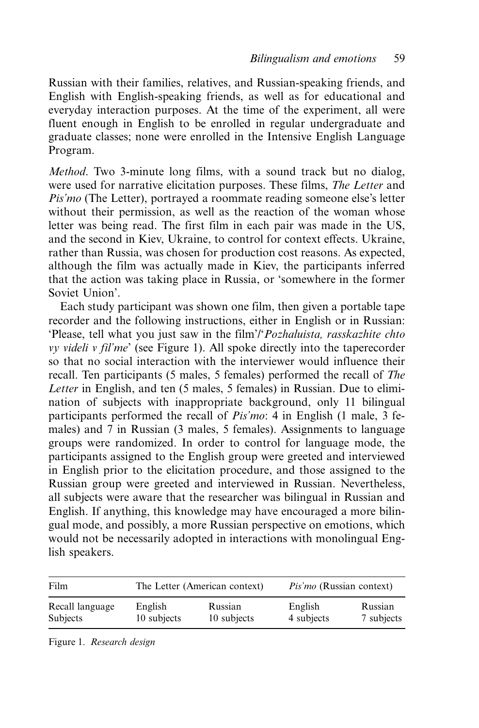Russian with their families, relatives, and Russian-speaking friends, and English with English-speaking friends, as well as for educational and everyday interaction purposes. At the time of the experiment, all were fluent enough in English to be enrolled in regular undergraduate and graduate classes; none were enrolled in the Intensive English Language Program.

*Method*. Two 3-minute long films, with a sound track but no dialog, were used for narrative elicitation purposes. These films, *The Letter* and *Pis'mo* (The Letter), portrayed a roommate reading someone else's letter without their permission, as well as the reaction of the woman whose letter was being read. The first film in each pair was made in the US, and the second in Kiev, Ukraine, to control for context effects. Ukraine, rather than Russia, was chosen for production cost reasons. As expected, although the film was actually made in Kiev, the participants inferred that the action was taking place in Russia, or 'somewhere in the former Soviet Union'.

Each study participant was shown one film, then given a portable tape recorder and the following instructions, either in English or in Russian: 'Please, tell what you just saw in the film'/'*Pozhaluista, rasskazhite chto vy videli v fil'me*' (see Figure 1). All spoke directly into the taperecorder so that no social interaction with the interviewer would influence their recall. Ten participants (5 males, 5 females) performed the recall of *The Letter* in English, and ten (5 males, 5 females) in Russian. Due to elimination of subjects with inappropriate background, only 11 bilingual participants performed the recall of *Pis'mo*: 4 in English (1 male, 3 females) and 7 in Russian (3 males, 5 females). Assignments to language groups were randomized. In order to control for language mode, the participants assigned to the English group were greeted and interviewed in English prior to the elicitation procedure, and those assigned to the Russian group were greeted and interviewed in Russian. Nevertheless, all subjects were aware that the researcher was bilingual in Russian and English. If anything, this knowledge may have encouraged a more bilingual mode, and possibly, a more Russian perspective on emotions, which would not be necessarily adopted in interactions with monolingual English speakers.

| Film | The Letter (American context) | | *Pis'mo* (Russian context) | |
|---|---|---|---|---|
| Recall language | English | Russian | English | Russian |
| Subjects | 10 subjects | 10 subjects | 4 subjects | 7 subjects |

Figure 1. *Research design*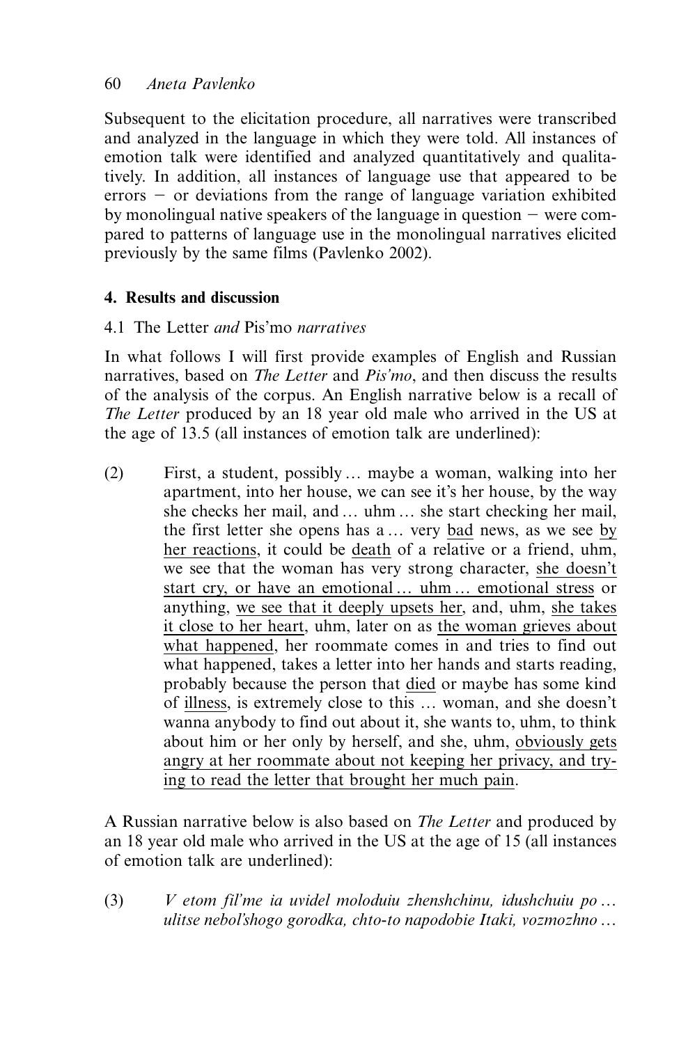Subsequent to the elicitation procedure, all narratives were transcribed and analyzed in the language in which they were told. All instances of emotion talk were identified and analyzed quantitatively and qualitatively. In addition, all instances of language use that appeared to be errors − or deviations from the range of language variation exhibited by monolingual native speakers of the language in question − were compared to patterns of language use in the monolingual narratives elicited previously by the same films (Pavlenko 2002).

## 4. Results and discussion

### 4.1 The Letter *and* Pis'mo *narratives*

In what follows I will first provide examples of English and Russian narratives, based on *The Letter* and *Pis'mo*, and then discuss the results of the analysis of the corpus. An English narrative below is a recall of *The Letter* produced by an 18 year old male who arrived in the US at the age of 13.5 (all instances of emotion talk are underlined):

(2) First, a student, possibly … maybe a woman, walking into her apartment, into her house, we can see it's her house, by the way she checks her mail, and … uhm … she start checking her mail, the first letter she opens has a … very <u>bad</u> news, as we see <u>by her reactions</u>, it could be <u>death</u> of a relative or a friend, uhm, we see that the woman has very strong character, <u>she doesn't start cry, or have an emotional … uhm … emotional stress</u> or anything, <u>we see that it deeply upsets her</u>, and, uhm, <u>she takes it close to her heart</u>, uhm, later on as <u>the woman grieves about what happened</u>, her roommate comes in and tries to find out what happened, takes a letter into her hands and starts reading, probably because the person that <u>died</u> or maybe has some kind of <u>illness</u>, is extremely close to this … woman, and she doesn't wanna anybody to find out about it, she wants to, uhm, to think about him or her only by herself, and she, uhm, <u>obviously gets angry at her roommate about not keeping her privacy, and trying to read the letter that brought her much pain</u>.

A Russian narrative below is also based on *The Letter* and produced by an 18 year old male who arrived in the US the age of 15 (all instances of emotion talk are underlined):

(3) *V etom fil'me ia uvidel moloduiu zhenshchinu, idushchuiu po … ulitse nebol'shogo gorodka, chto-to napodobie Itaki, vozmozhno …*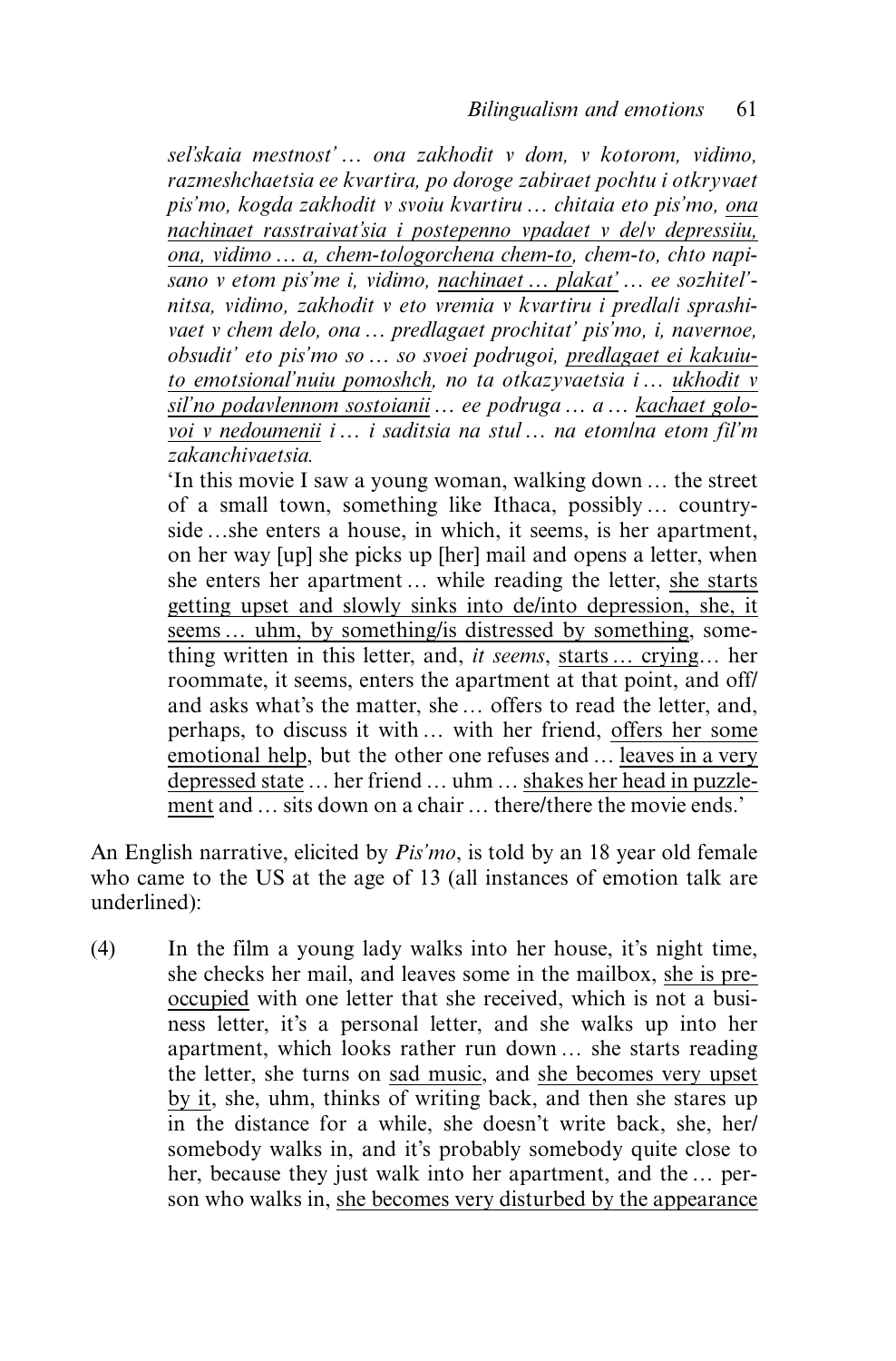*sel'skaia mestnost' … ona zakhodit v dom, v kotorom, vidimo, razmeshchaetsia ee kvartira, po doroge zabiraet pochtu i otkryvaet pis'mo, kogda zakhodit v svoiu kvartiru … chitaia eto pis'mo, <u>ona nachinaet rasstraivat'sia i postepenno vpadaet v de/v depressiiu, ona, vidimo … a, chem-to/ogorchena chem-to</u>, chem-to, chto napisano v etom pis'me i, vidimo, <u>nachinaet … plakat'</u> … ee sozhitel'-nitsa, vidimo, zakhodit v eto vremia v kvartiru i predla/i sprashivaet v chem delo, ona … predlagaet prochitat' pis'mo, i, navernoe, obsudit' eto pis'mo so … so svoei podrugoi, <u>predlagaet ei kakuiu-to emotsional'nuiu pomoshch</u>, no ta otkazyvaetsia i … <u>ukhodit v sil'no podavlennom sostoianii</u> … ee podruga … a … <u>kachaet golovoi v nedoumenii</u> i … i saditsia na stul … na etom/na etom fil'm zakanchivaetsia.*

'In this movie I saw a young woman, walking down … the street of a small town, something like Ithaca, possibly … countryside …she enters a house, in which, it seems, is her apartment, on her way [up] she picks up [her] mail and opens a letter, when she enters her apartment … while reading the letter, <u>she starts getting upset and slowly sinks into de/into depression, she, it seems … uhm, by something/is distressed by something</u>, something written in this letter, and, *it seems*, <u>starts … crying</u>… her roommate, it seems, enters the apartment at that point, and off/ and asks what's the matter, she … offers to read the letter, and, perhaps, to discuss it with … with her friend, <u>offers her some emotional help</u>, but the other one refuses and … <u>leaves in a very depressed state</u> … her friend … uhm … <u>shakes her head in puzzlement</u> and … sits down on a chair … there/there the movie ends.'

An English narrative, elicited by *Pis'mo*, is told by an 18 year old female who came to the US at the age of 13 (all instances of emotion talk are underlined):

(4) In the film a young lady walks into her house, it's night time, she checks her mail, and leaves some in the mailbox, <u>she is preoccupied</u> with one letter that she received, which is not a business letter, it's a personal letter, and she walks up into her apartment, which looks rather run down … she starts reading the letter, she turns on <u>sad music</u>, and <u>she becomes very upset by it</u>, she, uhm, thinks of writing back, and then she stares up in the distance for a while, she doesn't write back, she, her/ somebody walks in, and it's probably somebody quite close to her, because they just walk into her apartment, and the … person who walks in, <u>she becomes very disturbed by the appearance</u>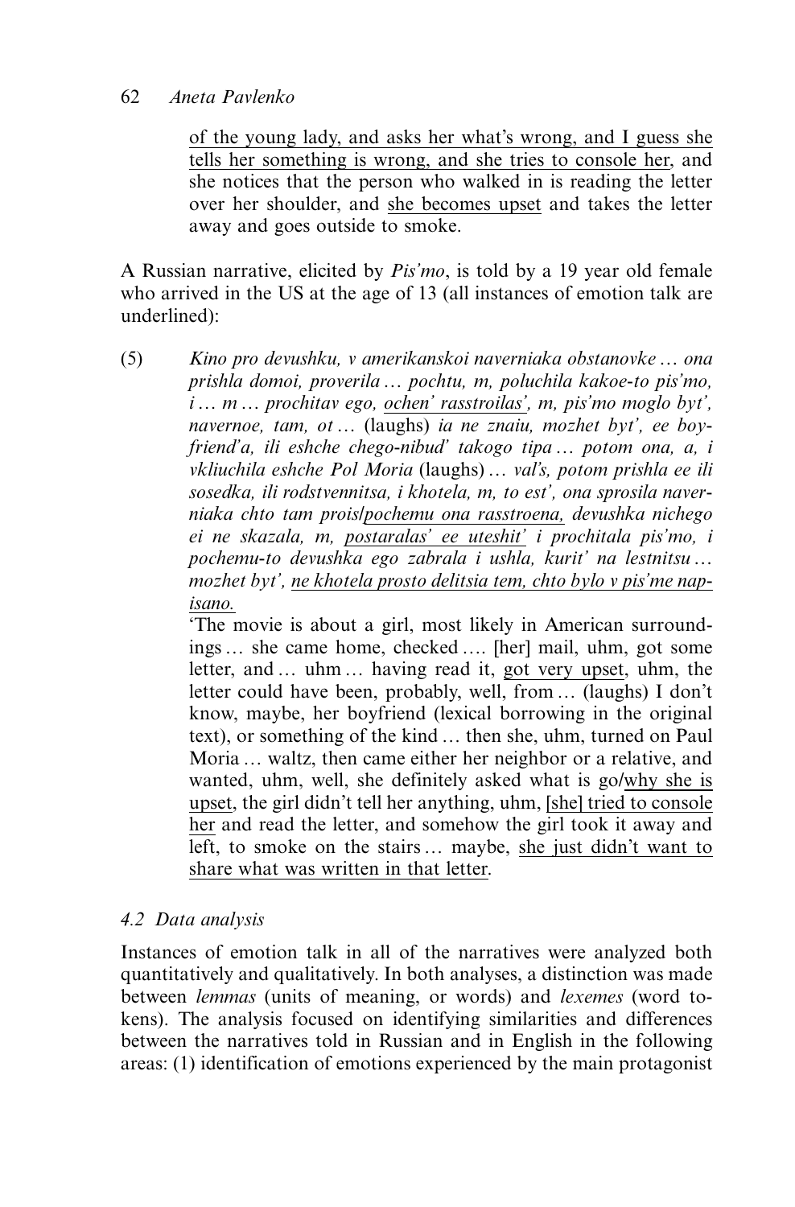of the young lady, and asks her what's wrong, and I guess she tells her something is wrong, and she tries to console her, and she notices that the person who walked in is reading the letter over her shoulder, and she becomes upset and takes the letter away and goes outside to smoke.

A Russian narrative, elicited by *Pis'mo*, is told by a 19 year old female who arrived in the US at the age of 13 (all instances of emotion talk are underlined):

(5) *Kino pro devushku, v amerikanskoi naverniaka obstanovke … ona prishla domoi, proverila … pochtu, m, poluchila kakoe-to pis'mo, i … m … prochitav ego, ochen' rasstroilas', m, pis'mo moglo byt', navernoe, tam, ot …* (laughs) *ia ne znaiu, mozhet byt', ee boyfriend'a, ili eshche chego-nibud' takogo tipa … potom ona, a, i vkliuchila eshche Pol Moria* (laughs) *… val's, potom prishla ee ili sosedka, ili rodstvennitsa, i khotela, m, to est', ona sprosila naverniaka chto tam prois/pochemu ona rasstroena, devushka nichego ei ne skazala, m, postaralas' ee uteshit' i prochitala pis'mo, i pochemu-to devushka ego zabrala i ushla, kurit' na lestnitsu … mozhet byt', ne khotela prosto delitsia tem, chto bylo v pis'me napisano.*

'The movie is about a girl, most likely in American surroundings … she came home, checked …. [her] mail, uhm, got some letter, and … uhm … having read it, got very upset, uhm, the letter could have been, probably, well, from … (laughs) I don't know, maybe, her boyfriend (lexical borrowing in the original text), or something of the kind … then she, uhm, turned on Paul Moria … waltz, then came either her neighbor or a relative, and wanted, uhm, well, she definitely asked what is go/why she is upset, the girl didn't tell her anything, uhm, [she] tried to console her and read the letter, and somehow the girl took it away and left, to smoke on the stairs … maybe, she just didn't want to share what was written in that letter.

### 4.2 Data analysis

Instances of emotion talk in all of the narratives were analyzed both quantitatively and qualitatively. In both analyses, a distinction was made between *lemmas* (units of meaning, or words) and *lexemes* (word tokens). The analysis focused on identifying similarities and differences between the narratives told in Russian and in English in the following areas: (1) identification of emotions experienced by the main protagonist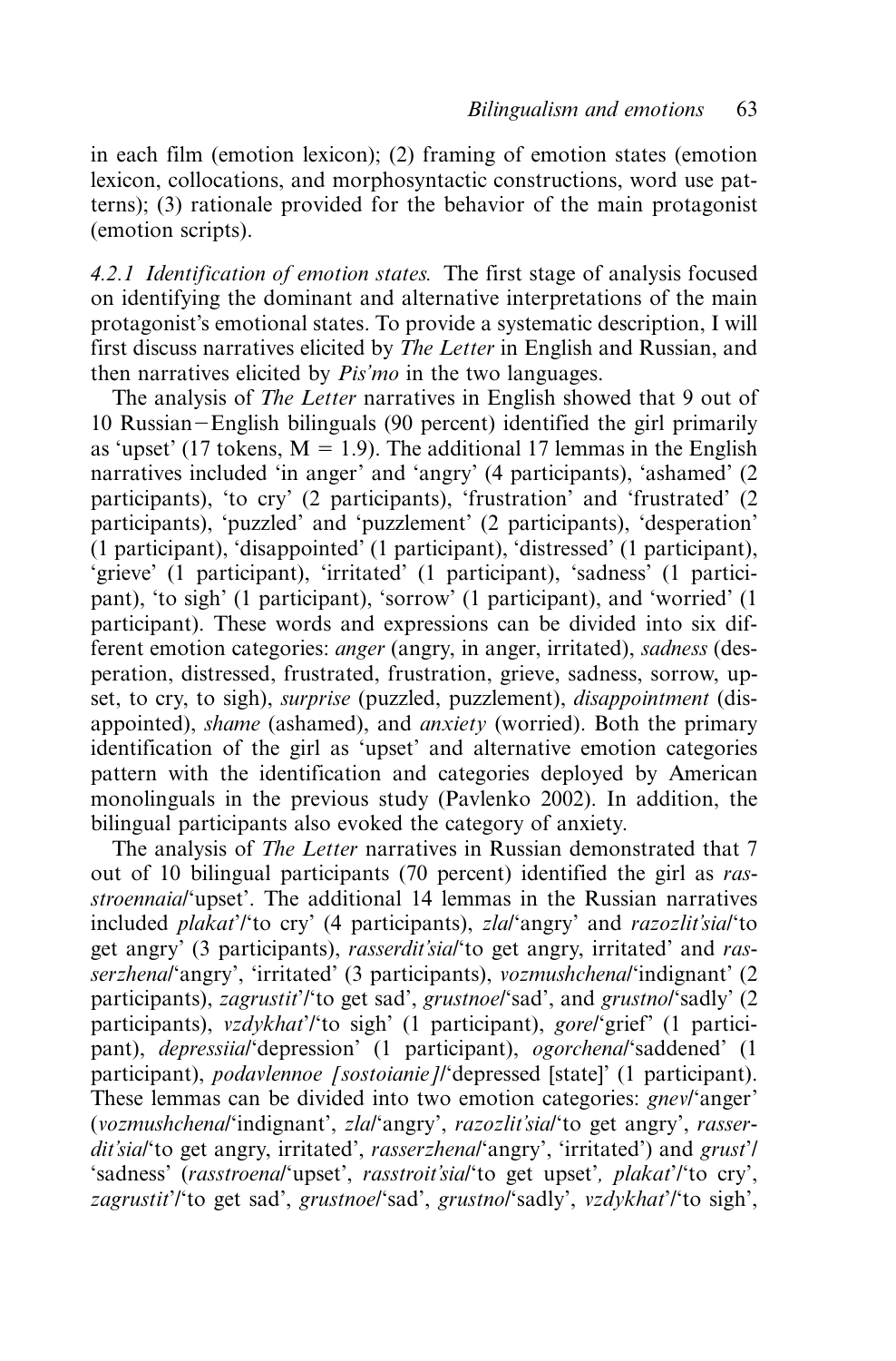in each film (emotion lexicon); (2) framing of emotion states (emotion lexicon, collocations, and morphosyntactic constructions, word use patterns); (3) rationale provided for the behavior of the main protagonist (emotion scripts).

*4.2.1 Identification of emotion states.* The first stage of analysis focused on identifying the dominant and alternative interpretations of the main protagonist's emotional states. To provide a systematic description, I will first discuss narratives elicited by *The Letter* in English and Russian, and then narratives elicited by *Pis'mo* in the two languages.

The analysis of *The Letter* narratives in English showed that 9 out of 10 Russian–English bilinguals (90 percent) identified the girl primarily as 'upset' (17 tokens, M = 1.9). The additional 17 lemmas in the English narratives included 'in anger' and 'angry' (4 participants), 'ashamed' (2 participants), 'to cry' (2 participants), 'frustration' and 'frustrated' (2 participants), 'puzzled' and 'puzzlement' (2 participants), 'desperation' (1 participant), 'disappointed' (1 participant), 'distressed' (1 participant), 'grieve' (1 participant), 'irritated' (1 participant), 'sadness' (1 participant), 'to sigh' (1 participant), 'sorrow' (1 participant), and 'worried' (1 participant). These words and expressions can be divided into six different emotion categories: *anger* (angry, in anger, irritated), *sadness* (desperation, distressed, frustrated, frustration, grieve, sadness, sorrow, upset, to cry, to sigh), *surprise* (puzzled, puzzlement), *disappointment* (disappointed), *shame* (ashamed), and *anxiety* (worried). Both the primary identification of the girl as 'upset' and alternative emotion categories pattern with the identification and categories deployed by American monolinguals in the previous study (Pavlenko 2002). In addition, the bilingual participants also evoked the category of anxiety.

The analysis of *The Letter* narratives in Russian demonstrated that 7 out of 10 bilingual participants (70 percent) identified the girl as *rasstroennaia*/'upset'. The additional 14 lemmas in the Russian narratives included *plakat'*/'to cry' (4 participants), *zla*/'angry' and *razozlit'sia*/'to get angry' (3 participants), *rasserdit'sia*/'to get angry, irritated' and *rasserzhena*/'angry', 'irritated' (3 participants), *vozmushchena*/'indignant' (2 participants), *zagrustit'*/'to get sad', *grustnoe*/'sad', and *grustno*/'sadly' (2 participants), *vzdykhat'*/'to sigh' (1 participant), *gore*/'grief' (1 participant), *depressiia*/'depression' (1 participant), *ogorchena*/'saddened' (1 participant), *podavlennoe [sostoianie]*/'depressed [state]' (1 participant). These lemmas can be divided into two emotion categories: *gnev*/'anger' (*vozmushchena*/'indignant', *zla*/'angry', *razozlit'sia*/'to get angry', *rasserdit'sia*/'to get angry, irritated', *rasserzhena*/'angry', 'irritated') and *grust'*/'sadness' (*rasstroena*/'upset', *rasstroit'sia*/'to get upset', *plakat'*/'to cry', *zagrustit'*/'to get sad', *grustnoe*/'sad', *grustno*/'sadly', *vzdykhat'*/'to sigh',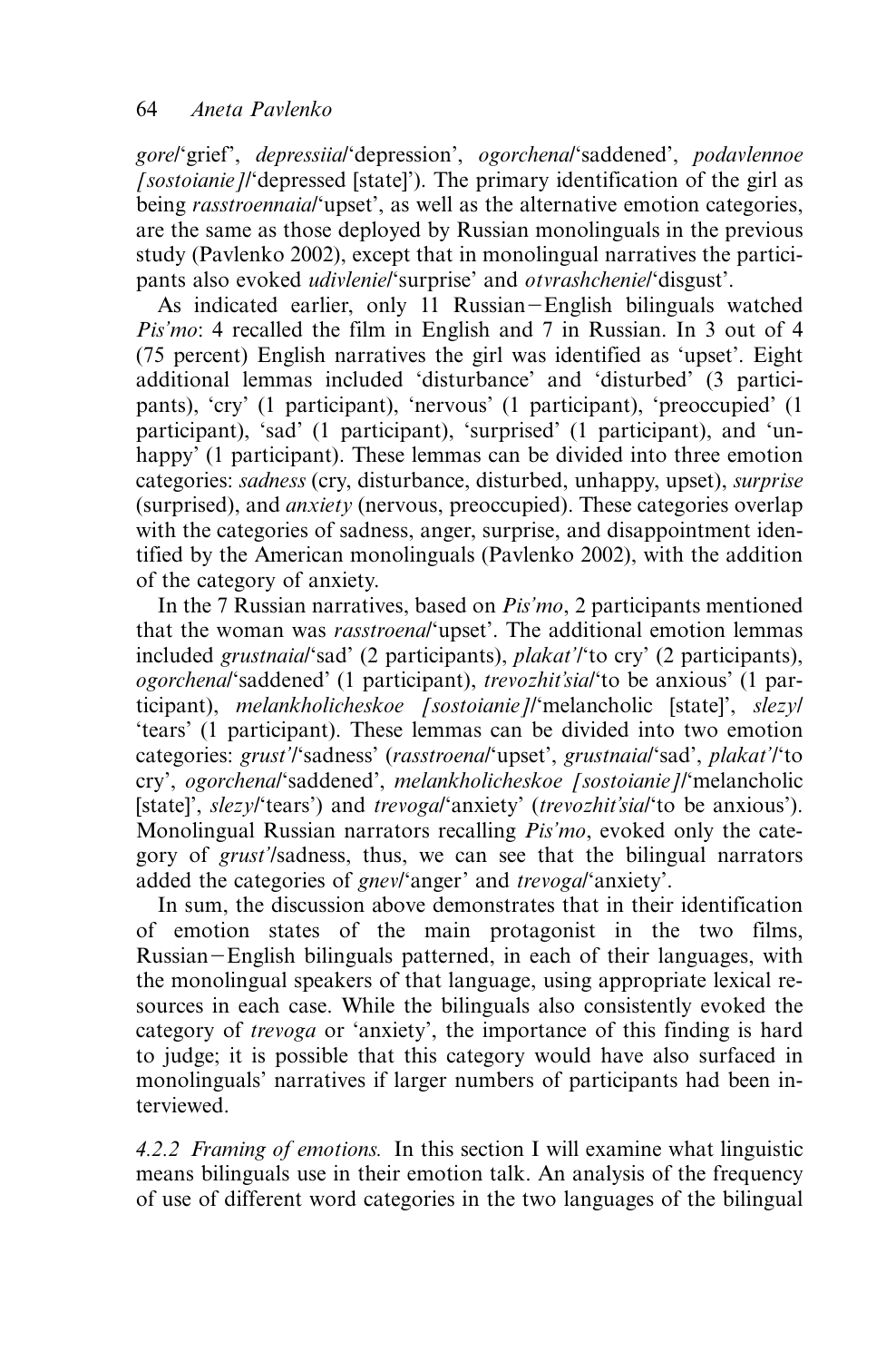*gore*/'grief', *depressiia*/'depression', *ogorchena*/'saddened', *podavlennoe [sostoianie]*/'depressed [state]'). The primary identification of the girl as being *rasstroennaia*/'upset', as well as the alternative emotion categories, are the same as those deployed by Russian monolinguals in the previous study (Pavlenko 2002), except that in monolingual narratives the participants also evoked *udivlenie*/'surprise' and *otvrashchenie*/'disgust'.

As indicated earlier, only 11 Russian–English bilinguals watched *Pis'mo*: 4 recalled the film in English and 7 in Russian. In 3 out of 4 (75 percent) English narratives the girl was identified as 'upset'. Eight additional lemmas included 'disturbance' and 'disturbed' (3 participants), 'cry' (1 participant), 'nervous' (1 participant), 'preoccupied' (1 participant), 'sad' (1 participant), 'surprised' (1 participant), and 'unhappy' (1 participant). These lemmas can be divided into three emotion categories: *sadness* (cry, disturbance, disturbed, unhappy, upset), *surprise* (surprised), and *anxiety* (nervous, preoccupied). These categories overlap with the categories of sadness, anger, surprise, and disappointment identified by the American monolinguals (Pavlenko 2002), with the addition of the category of anxiety.

In the 7 Russian narratives, based on *Pis'mo*, 2 participants mentioned that the woman was *rasstroena*/'upset'. The additional emotion lemmas included *grustnaia*/'sad' (2 participants), *plakat'*/'to cry' (2 participants), *ogorchena*/'saddened' (1 participant), *trevozhit'sia*/'to be anxious' (1 participant), *melankholicheskoe [sostoianie]*/'melancholic [state]', *slezy*/'tears' (1 participant). These lemmas can be divided into two emotion categories: *grust'*/'sadness' (*rasstroena*/'upset', *grustnaia*/'sad', *plakat'*/'to cry', *ogorchena*/'saddened', *melankholicheskoe [sostoianie]*/'melancholic [state]', *slezy*/'tears') and *trevoga*/'anxiety' (*trevozhit'sia*/'to be anxious'). Monolingual Russian narrators recalling *Pis'mo*, evoked only the category of *grust'*/sadness, thus, we can see that the bilingual narrators added the categories of *gnev*/'anger' and *trevoga*/'anxiety'.

In sum, the discussion above demonstrates that in their identification of emotion states of the main protagonist in the two films, Russian–English bilinguals patterned, in each of their languages, with the monolingual speakers of that language, using appropriate lexical resources in each case. While the bilinguals also consistently evoked the category of *trevoga* or 'anxiety', the importance of this finding is hard to judge; it is possible that this category would have also surfaced in monolinguals' narratives if larger numbers of participants had been interviewed.

*4.2.2 Framing of emotions.* In this section I will examine what linguistic means bilinguals use in their emotion talk. An analysis of the frequency of use of different word categories in the two languages of the bilingual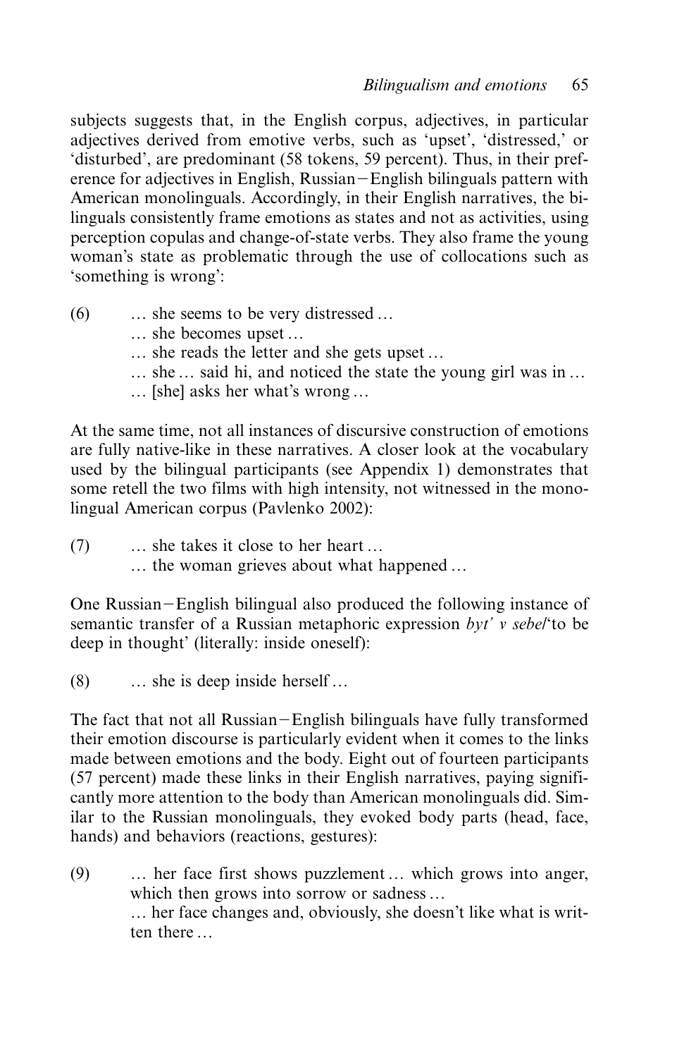subjects suggests that, in the English corpus, adjectives, in particular adjectives derived from emotive verbs, such as 'upset', 'distressed,' or 'disturbed', are predominant (58 tokens, 59 percent). Thus, in their preference for adjectives in English, Russian–English bilinguals pattern with American monolinguals. Accordingly, in their English narratives, the bilinguals consistently frame emotions as states and not as activities, using perception copulas and change-of-state verbs. They also frame the young woman's state as problematic through the use of collocations such as 'something is wrong':

(6) … she seems to be very distressed …
… she becomes upset …
… she reads the letter and she gets upset …
… she … said hi, and noticed the state the young girl was in …
… [she] asks her what's wrong …

At the same time, not all instances of discursive construction of emotions are fully native-like in these narratives. A closer look at the vocabulary used by the bilingual participants (see Appendix 1) demonstrates that some retell the two films with high intensity, not witnessed in the monolingual American corpus (Pavlenko 2002):

(7) … she takes it close to her heart …
… the woman grieves about what happened …

One Russian–English bilingual also produced the following instance of semantic transfer of a Russian metaphoric expression *byt' v sebe*/'to be deep in thought' (literally: inside oneself):

(8) … she is deep inside herself …

The fact that not all Russian–English bilinguals have fully transformed their emotion discourse is particularly evident when it comes to the links made between emotions and the body. Eight out of fourteen participants (57 percent) made these links in their English narratives, paying significantly more attention to the body than American monolinguals did. Similar to the Russian monolinguals, they evoked body parts (head, face, hands) and behaviors (reactions, gestures):

(9) … her face first shows puzzlement … which grows into anger, which then grows into sorrow or sadness …
… her face changes and, obviously, she doesn't like what is written there …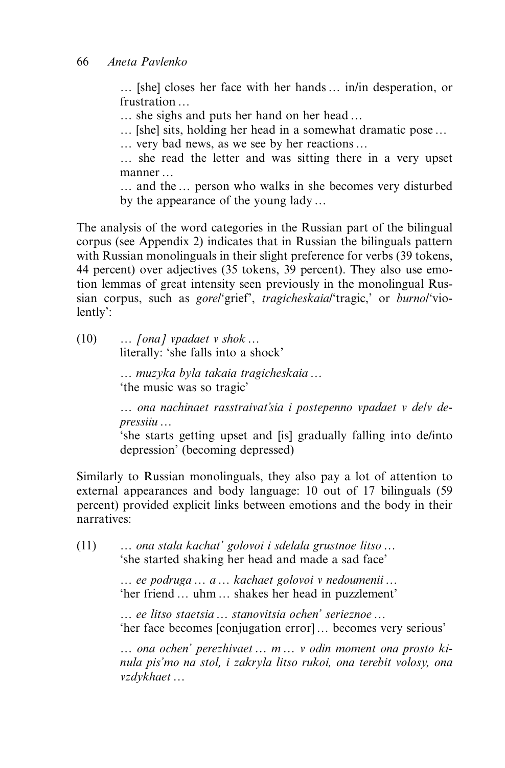… [she] closes her face with her hands … in/in desperation, or frustration …
… she sighs and puts her hand on her head …
… [she] sits, holding her head in a somewhat dramatic pose …
… very bad news, as we see by her reactions …
… she read the letter and was sitting there in a very upset manner …
… and the … person who walks in she becomes very disturbed by the appearance of the young lady …

The analysis of the word categories in the Russian part of the bilingual corpus (see Appendix 2) indicates that in Russian the bilinguals pattern with Russian monolinguals in their slight preference for verbs (39 tokens, 44 percent) over adjectives (35 tokens, 39 percent). They also use emotion lemmas of great intensity seen previously in the monolingual Russian corpus, such as *gore*/'grief', *tragicheskaia*/'tragic,' or *burno*/'violently':

(10) … *[ona] vpadaet v shok* …
literally: 'she falls into a shock'

… *muzyka byla takaia tragicheskaia* …
'the music was so tragic'

… *ona nachinaet rasstraivat'sia i postepenno vpadaet v de/v depressiiu* …
'she starts getting upset and [is] gradually falling into de/into depression' (becoming depressed)

Similarly to Russian monolinguals, they also pay a lot of attention to external appearances and body language: 10 out of 17 bilinguals (59 percent) provided explicit links between emotions and the body in their narratives:

(11) … *ona stala kachat' golovoi i sdelala grustnoe litso* …
'she started shaking her head and made a sad face'

… *ee podruga … a … kachaet golovoi v nedoumenii* …
'her friend … uhm … shakes her head in puzzlement'

… *ee litso staetsia … stanovitsia ochen' serieznoe* …
'her face becomes [conjugation error] … becomes very serious'

… *ona ochen' perezhivaet … m … v odin moment ona prosto kinula pis'mo na stol, i zakryla litso rukoi, ona terebit volosy, ona vzdykhaet* …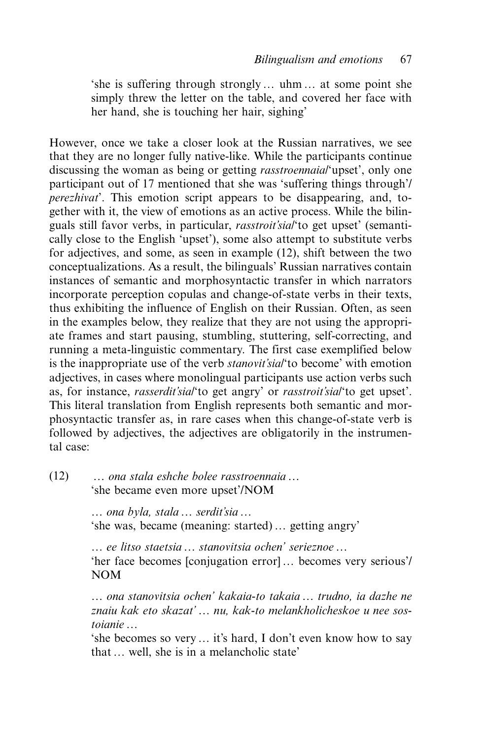'she is suffering through strongly … uhm … at some point she simply threw the letter on the table, and covered her face with her hand, she is touching her hair, sighing'

However, once we take a closer look at the Russian narratives, we see that they are no longer fully native-like. While the participants continue discussing the woman as being or getting *rasstroennaia*/'upset', only one participant out of 17 mentioned that she was 'suffering things through'/ *perezhivat*'. This emotion script appears to be disappearing, and, together with it, the view of emotions as an active process. While the bilinguals still favor verbs, in particular, *rasstroit'sia*/'to get upset' (semantically close to the English 'upset'), some also attempt to substitute verbs for adjectives, and some, as seen in example (12), shift between the two conceptualizations. As a result, the bilinguals' Russian narratives contain instances of semantic and morphosyntactic transfer in which narrators incorporate perception copulas and change-of-state verbs in their texts, thus exhibiting the influence of English on their Russian. Often, as seen in the examples below, they realize that they are not using the appropriate frames and start pausing, stumbling, stuttering, self-correcting, and running a meta-linguistic commentary. The first case exemplified below is the inappropriate use of the verb *stanovit'sia*/'to become' with emotion adjectives, in cases where monolingual participants use action verbs such as, for instance, *rasserdit'sia*/'to get angry' or *rasstroit'sia*/'to get upset'. This literal translation from English represents both semantic and morphosyntactic transfer as, in rare cases when this change-of-state verb is followed by adjectives, the adjectives are obligatorily in the instrumental case:

(12) … *ona stala eshche bolee rasstroennaia* …
'she became even more upset'/NOM

… *ona byla, stala* … *serdit'sia* …
'she was, became (meaning: started) … getting angry'

… *ee litso staetsia* … *stanovitsia ochen' serieznoe* …
'her face becomes [conjugation error] … becomes very serious'/ NOM

… *ona stanovitsia ochen' kakaia-to takaia* … *trudno, ia dazhe ne znaiu kak eto skazat'* … *nu, kak-to melankholicheskoe u nee sostoianie* …
'she becomes so very … it's hard, I don't even know how to say that … well, she is in a melancholic state'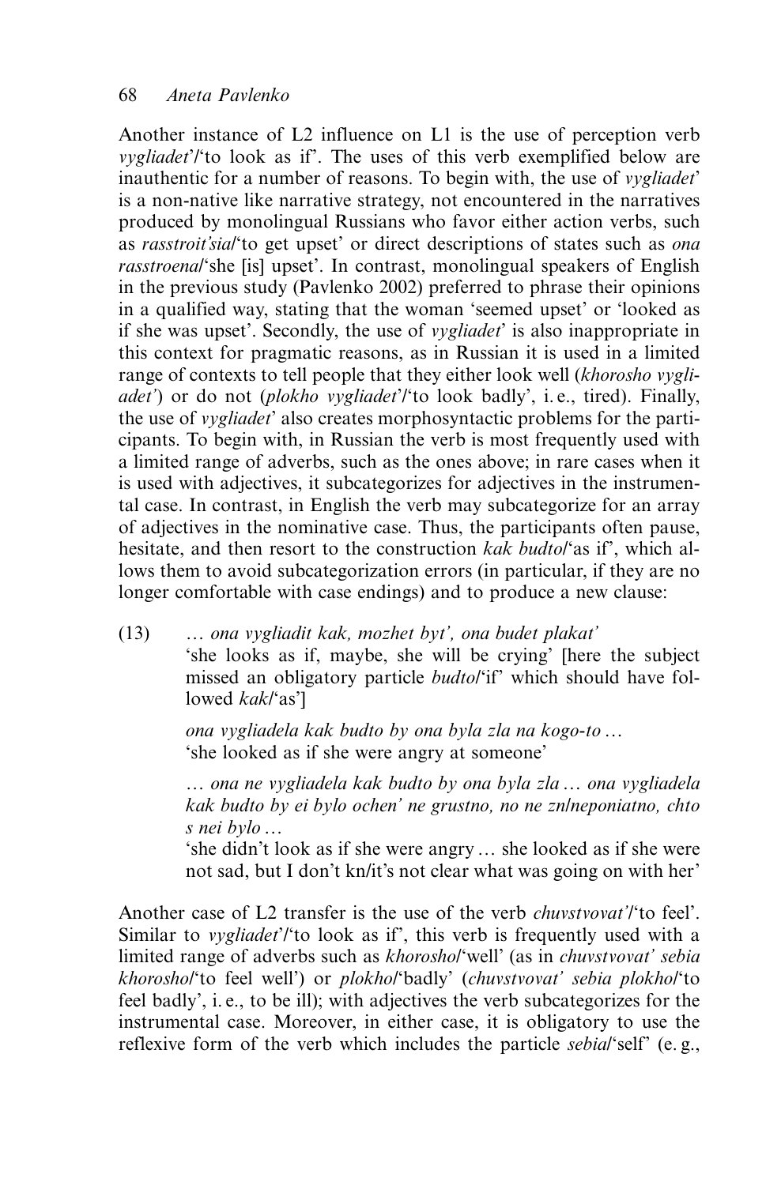Another instance of L2 influence on L1 is the use of perception verb *vygliadet'*/'to look as if'. The uses of this verb exemplified below are inauthentic for a number of reasons. To begin with, the use of *vygliadet'* is a non-native like narrative strategy, not encountered in the narratives produced by monolingual Russians who favor either action verbs, such as *rasstroit'sia*/'to get upset' or direct descriptions of states such as *ona rasstroena*/'she [is] upset'. In contrast, monolingual speakers of English in the previous study (Pavlenko 2002) preferred to phrase their opinions in a qualified way, stating that the woman 'seemed upset' or 'looked as if she was upset'. Secondly, the use of *vygliadet'* is also inappropriate in this context for pragmatic reasons, as in Russian it is used in a limited range of contexts to tell people that they either look well (*khorosho vygliadet'*) or do not (*plokho vygliadet'*/'to look badly', i. e., tired). Finally, the use of *vygliadet'* also creates morphosyntactic problems for the participants. To begin with, in Russian the verb is most frequently used with a limited range of adverbs, such as the ones above; in rare cases when it is used with adjectives, it subcategorizes for adjectives in the instrumental case. In contrast, in English the verb may subcategorize for an array of adjectives in the nominative case. Thus, the participants often pause, hesitate, and then resort to the construction *kak budto*/'as if', which allows them to avoid subcategorization errors (in particular, if they are no longer comfortable with case endings) and to produce a new clause:

(13) … *ona vygliadit kak, mozhet byt', ona budet plakat'*
'she looks as if, maybe, she will be crying' [here the subject missed an obligatory particle *budto*/'if' which should have followed *kak*/'as']

*ona vygliadela kak budto by ona byla zla na kogo-to* …
'she looked as if she were angry at someone'

… *ona ne vygliadela kak budto by ona byla zla* … *ona vygliadela kak budto by ei bylo ochen' ne grustno, no ne zn/neponiatno, chto s nei bylo* …
'she didn't look as if she were angry … she looked as if she were not sad, but I don't kn/it's not clear what was going on with her'

Another case of L2 transfer is the use of the verb *chuvstvovat'*/'to feel'. Similar to *vygliadet'*/'to look as if', this verb is frequently used with a limited range of adverbs such as *khorosho*/'well' (as in *chuvstvovat' sebia khorosho*/'to feel well') or *plokho*/'badly' (*chuvstvovat' sebia plokho*/'to feel badly', i. e., to be ill); with adjectives the verb subcategorizes for the instrumental case. Moreover, in either case, it is obligatory to use the reflexive form of the verb which includes the particle *sebia*/'self' (e. g.,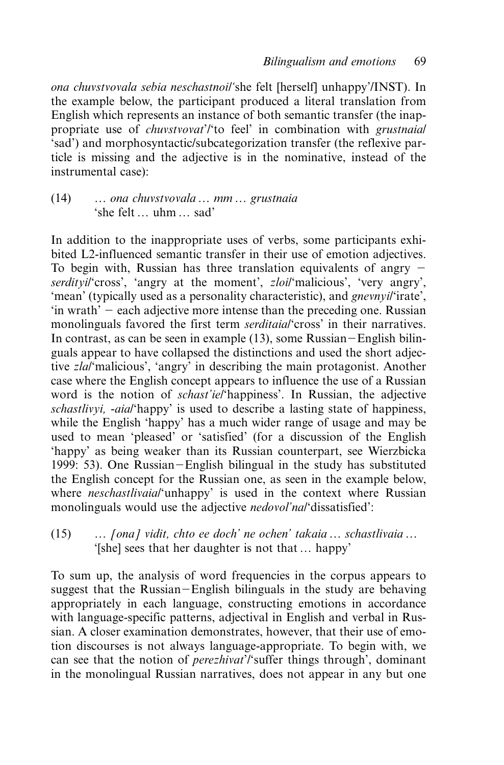*ona chuvstvovala sebia neschastnoi*/'she felt [herself] unhappy'/INST). In the example below, the participant produced a literal translation from English which represents an instance of both semantic transfer (the inappropriate use of *chuvstvovat'*/'to feel' in combination with *grustnaia*/'sad') and morphosyntactic/subcategorization transfer (the reflexive particle is missing and the adjective is in the nominative, instead of the instrumental case):

(14) … *ona chuvstvovala* … *mm* … *grustnaia*
'she felt … uhm … sad'

In addition to the inappropriate uses of verbs, some participants exhibited L2-influenced semantic transfer in their use of emotion adjectives. To begin with, Russian has three translation equivalents of angry – *serdityi*/'cross', 'angry at the moment', *zloi*/'malicious', 'very angry', 'mean' (typically used as a personality characteristic), and *gnevnyi*/'irate', 'in wrath' – each adjective more intense than the preceding one. Russian monolinguals favored the first term *serditaia*/'cross' in their narratives. In contrast, as can be seen in example (13), some Russian–English bilinguals appear to have collapsed the distinctions and used the short adjective *zla*/'malicious', 'angry' in describing the main protagonist. Another case where the English concept appears to influence the use of a Russian word is the notion of *schast'ie*/'happiness'. In Russian, the adjective *schastlivyi, -aia*/'happy' is used to describe a lasting state of happiness, while the English 'happy' has a much wider range of usage and may be used to mean 'pleased' or 'satisfied' (for a discussion of the English 'happy' as being weaker than its Russian counterpart, see Wierzbicka 1999: 53). One Russian–English bilingual in the study has substituted the English concept for the Russian one, as seen in the example below, where *neschastlivaia*/'unhappy' is used in the context where Russian monolinguals would use the adjective *nedovol'na*/'dissatisfied':

(15) … *[ona] vidit, chto ee doch' ne ochen' takaia* … *schastlivaia* …
'[she] sees that her daughter is not that … happy'

To sum up, the analysis of word frequencies in the corpus appears to suggest that the Russian–English bilinguals in the study are behaving appropriately in each language, constructing emotions in accordance with language-specific patterns, adjectival in English and verbal in Russian. A closer examination demonstrates, however, that their use of emotion discourses is not always language-appropriate. To begin with, we can see that the notion of *perezhivat'*/'suffer things through', dominant in the monolingual Russian narratives, does not appear in any but one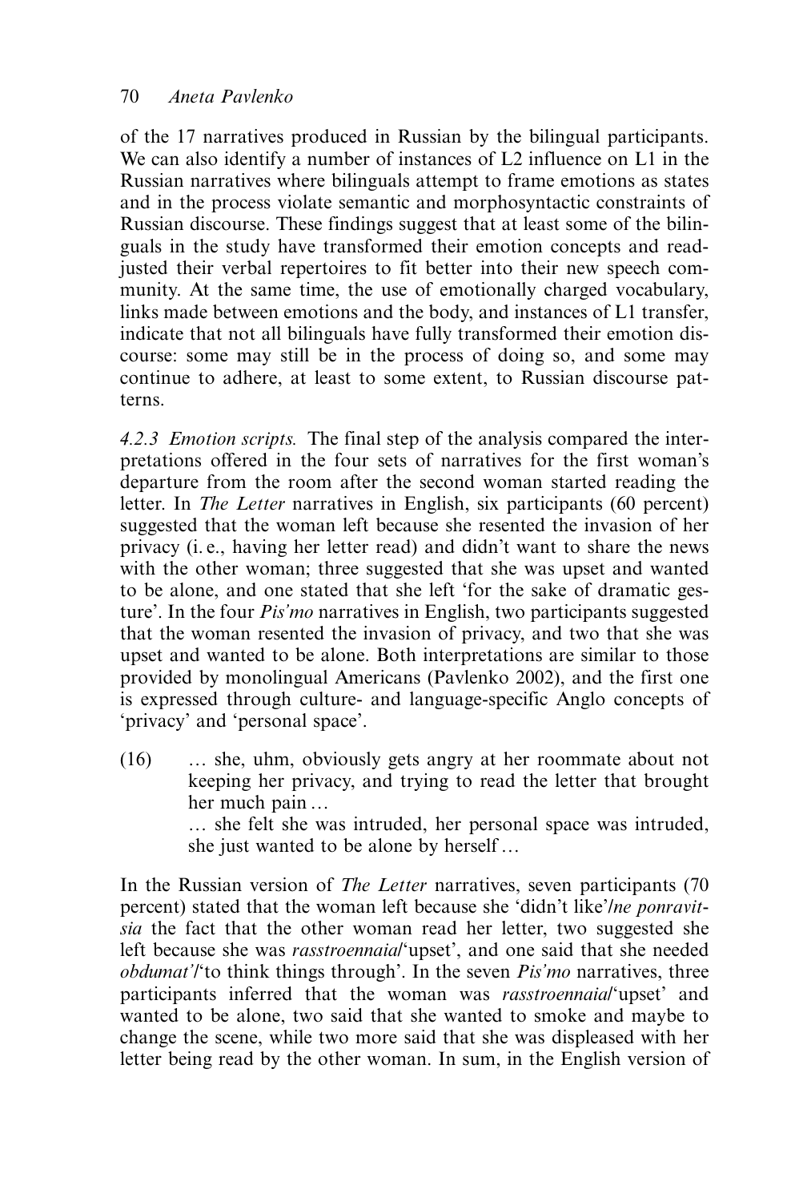of the 17 narratives produced in Russian by the bilingual participants. We can also identify a number of instances of L2 influence on L1 in the Russian narratives where bilinguals attempt to frame emotions as states and in the process violate semantic and morphosyntactic constraints of Russian discourse. These findings suggest that at least some of the bilinguals in the study have transformed their emotion concepts and readjusted their verbal repertoires to fit better into their new speech community. At the same time, the use of emotionally charged vocabulary, links made between emotions and the body, and instances of L1 transfer, indicate that not all bilinguals have fully transformed their emotion discourse: some may still be in the process of doing so, and some may continue to adhere, at least to some extent, to Russian discourse patterns.

*4.2.3 Emotion scripts.* The final step of the analysis compared the interpretations offered in the four sets of narratives for the first woman's departure from the room after the second woman started reading the letter. In *The Letter* narratives in English, six participants (60 percent) suggested that the woman left because she resented the invasion of her privacy (i. e., having her letter read) and didn't want to share the news with the other woman; three suggested that she was upset and wanted to be alone, and one stated that she left 'for the sake of dramatic gesture'. In the four *Pis'mo* narratives in English, two participants suggested that the woman resented the invasion of privacy, and two that she was upset and wanted to be alone. Both interpretations are similar to those provided by monolingual Americans (Pavlenko 2002), and the first one is expressed through culture- and language-specific Anglo concepts of 'privacy' and 'personal space'.

(16) … she, uhm, obviously gets angry at her roommate about not keeping her privacy, and trying to read the letter that brought her much pain …
… she felt she was intruded, her personal space was intruded, she just wanted to be alone by herself …

In the Russian version of *The Letter* narratives, seven participants (70 percent) stated that the woman left because she 'didn't like'/*ne ponravitsia* the fact that the other woman read her letter, two suggested she left because she was *rasstroennaia*/'upset', and one said that she needed *obdumat'*/'to think things through'. In the seven *Pis'mo* narratives, three participants inferred that the woman was *rasstroennaia*/'upset' and wanted to be alone, two said that she wanted to smoke and maybe to change the scene, while two more said that she was displeased with her letter being read by the other woman. In sum, in the English version of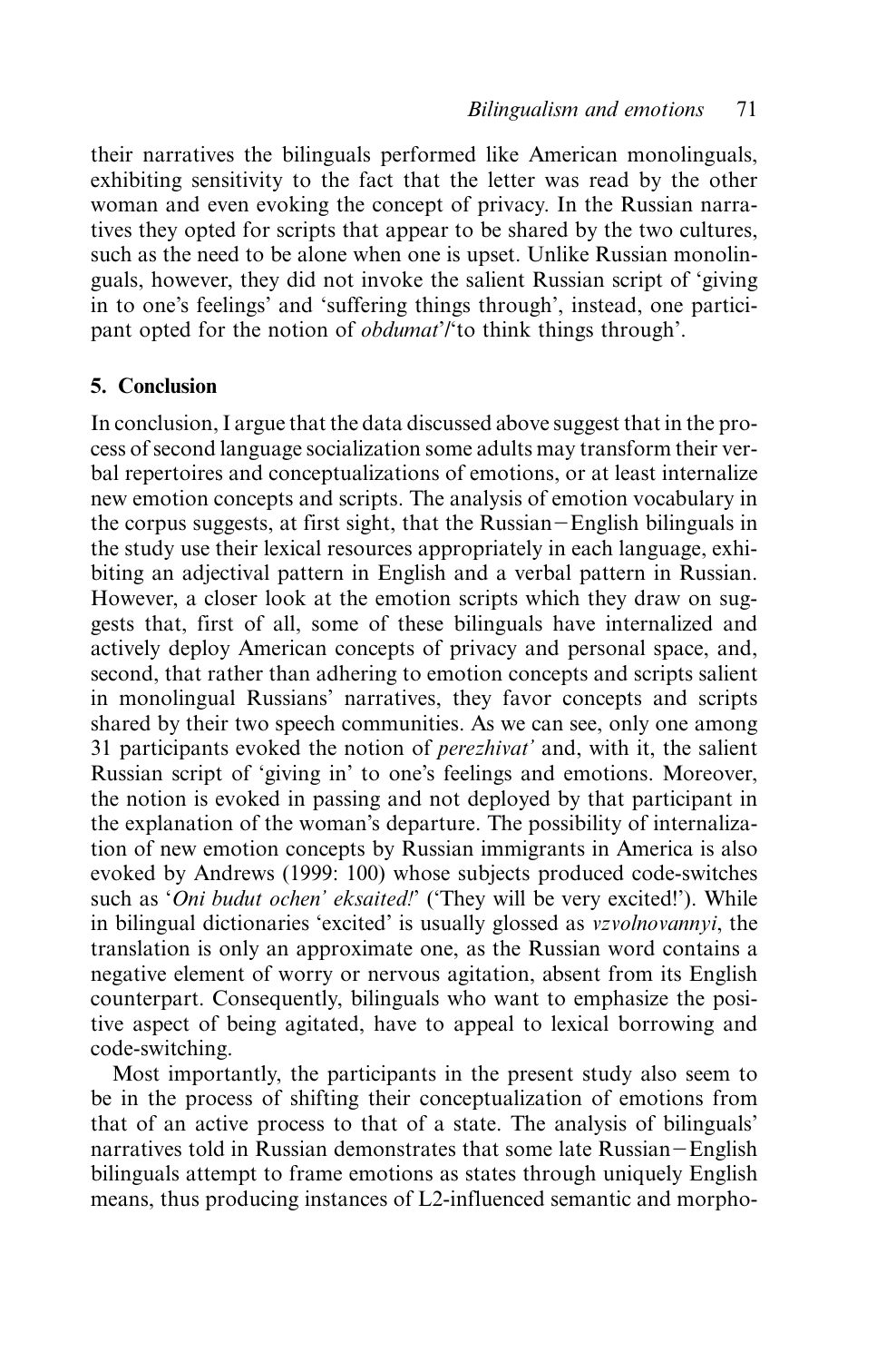their narratives the bilinguals performed like American monolinguals, exhibiting sensitivity to the fact that the letter was read by the other woman and even evoking the concept of privacy. In the Russian narratives they opted for scripts that appear to be shared by the two cultures, such as the need to be alone when one is upset. Unlike Russian monolinguals, however, they did not invoke the salient Russian script of 'giving in to one's feelings' and 'suffering things through', instead, one participant opted for the notion of *obdumat'*/'to think things through'.

## 5. Conclusion

In conclusion, I argue that the data discussed above suggest that in the process of second language socialization some adults may transform their verbal repertoires and conceptualizations of emotions, or at least internalize new emotion concepts and scripts. The analysis of emotion vocabulary in the corpus suggests, at first sight, that the Russian–English bilinguals in the study use their lexical resources appropriately in each language, exhibiting an adjectival pattern in English and a verbal pattern in Russian. However, a closer look at the emotion scripts which they draw on suggests that, first of all, some of these bilinguals have internalized and actively deploy American concepts of privacy and personal space, and, second, that rather than adhering to emotion concepts and scripts salient in monolingual Russians' narratives, they favor concepts and scripts shared by their two speech communities. As we can see, only one among 31 participants evoked the notion of *perezhivat'* and, with it, the salient Russian script of 'giving in' to one's feelings and emotions. Moreover, the notion is evoked in passing and not deployed by that participant in the explanation of the woman's departure. The possibility of internalization of new emotion concepts by Russian immigrants in America is also evoked by Andrews (1999: 100) whose subjects produced code-switches such as '*Oni budut ochen' eksaited!*' ('They will be very excited!'). While in bilingual dictionaries 'excited' is usually glossed as *vzvolnovannyi*, the translation is only an approximate one, as the Russian word contains a negative element of worry or nervous agitation, absent from its English counterpart. Consequently, bilinguals who want to emphasize the positive aspect of being agitated, have to appeal to lexical borrowing and code-switching.

Most importantly, the participants in the present study also seem to be in the process of shifting their conceptualization of emotions from that of an active process to that of a state. The analysis of bilinguals' narratives told in Russian demonstrates that some late Russian–English bilinguals attempt to frame emotions as states through uniquely English means, thus producing instances of L2-influenced semantic and morpho-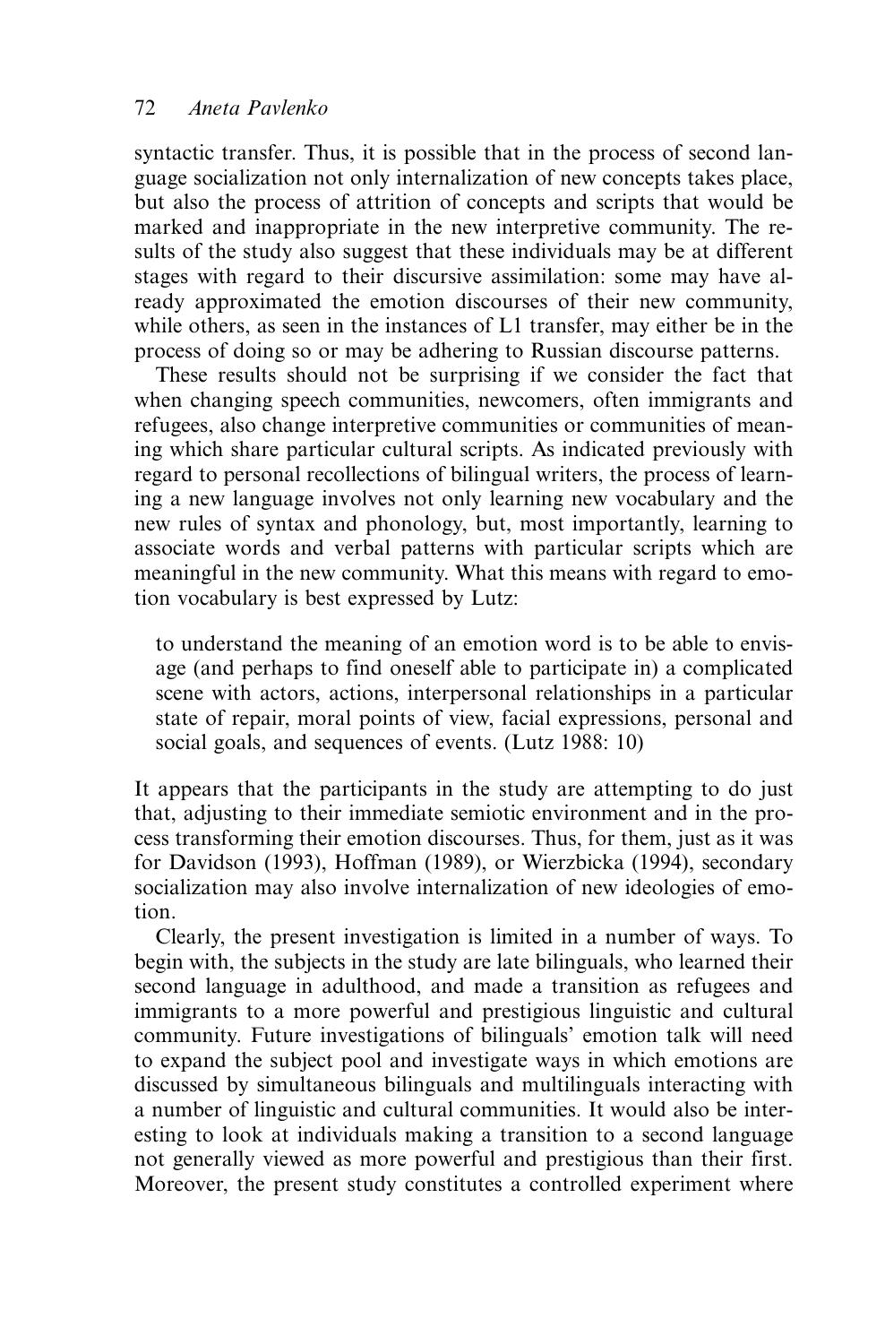syntactic transfer. Thus, it is possible that in the process of second language socialization not only internalization of new concepts takes place, but also the process of attrition of concepts and scripts that would be marked and inappropriate in the new interpretive community. The results of the study also suggest that these individuals may be at different stages with regard to their discursive assimilation: some may have already approximated the emotion discourses of their new community, while others, as seen in the instances of L1 transfer, may either be in the process of doing so or may be adhering to Russian discourse patterns.

These results should not be surprising if we consider the fact that when changing speech communities, newcomers, often immigrants and refugees, also change interpretive communities or communities of meaning which share particular cultural scripts. As indicated previously with regard to personal recollections of bilingual writers, the process of learning a new language involves not only learning new vocabulary and the new rules of syntax and phonology, but, most importantly, learning to associate words and verbal patterns with particular scripts which are meaningful in the new community. What this means with regard to emotion vocabulary is best expressed by Lutz:

> to understand the meaning of an emotion word is to be able to envisage (and perhaps to find oneself able to participate in) a complicated scene with actors, actions, interpersonal relationships in a particular state of repair, moral points of view, facial expressions, personal and social goals, and sequences of events. (Lutz 1988: 10)

It appears that the participants in the study are attempting to do just that, adjusting to their immediate semiotic environment and in the process transforming their emotion discourses. Thus, for them, just as it was for Davidson (1993), Hoffman (1989), or Wierzbicka (1994), secondary socialization may also involve internalization of new ideologies of emotion.

Clearly, the present investigation is limited in a number of ways. To begin with, the subjects in the study are late bilinguals, who learned their second language in adulthood, and made a transition as refugees and immigrants to a more powerful and prestigious linguistic and cultural community. Future investigations of bilinguals' emotion talk will need to expand the subject pool and investigate ways in which emotions are discussed by simultaneous bilinguals and multilinguals interacting with a number of linguistic and cultural communities. It would also be interesting to look at individuals making a transition to a second language not generally viewed as more powerful and prestigious than their first. Moreover, the present study constitutes a controlled experiment where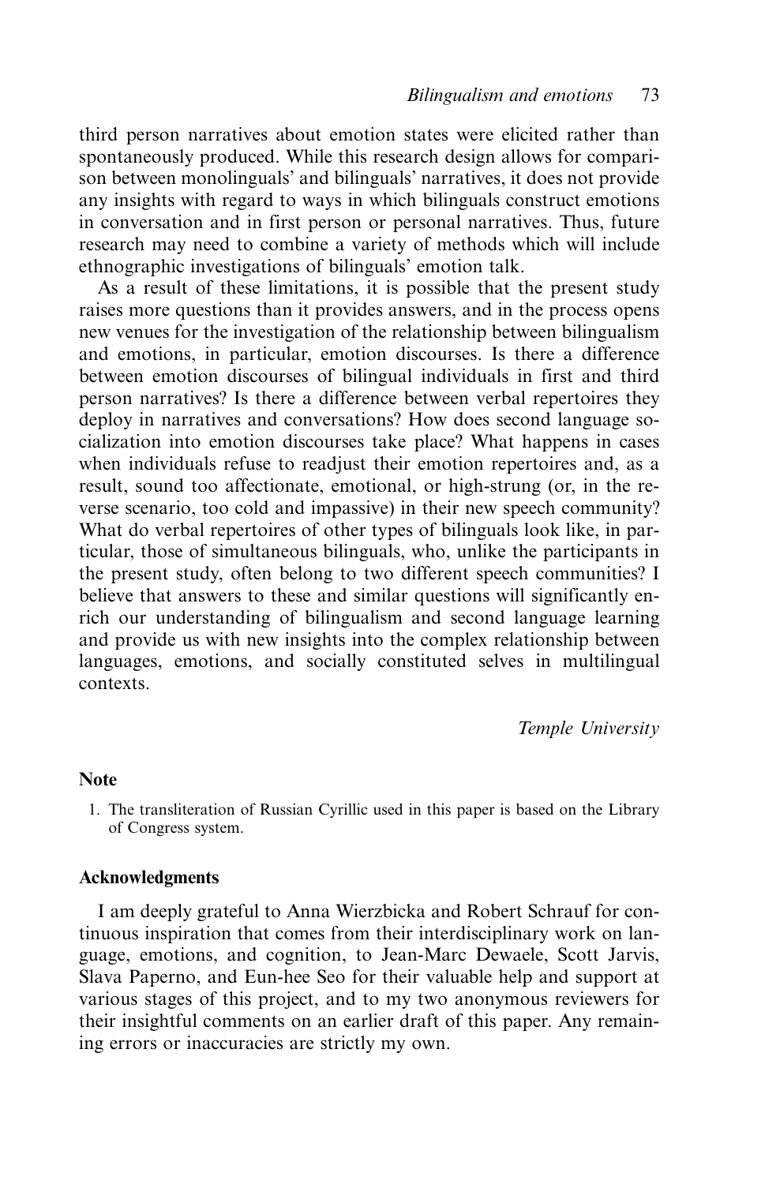third person narratives about emotion states were elicited rather than spontaneously produced. While this research design allows for comparison between monolinguals' and bilinguals' narratives, it does not provide any insights with regard to ways in which bilinguals construct emotions in conversation and in first person or personal narratives. Thus, future research may need to combine a variety of methods which will include ethnographic investigations of bilinguals' emotion talk.

As a result of these limitations, it is possible that the present study raises more questions than it provides answers, and in the process opens new venues for the investigation of the relationship between bilingualism and emotions, in particular, emotion discourses. Is there a difference between emotion discourses of bilingual individuals in first and third person narratives? Is there a difference between verbal repertoires they deploy in narratives and conversations? How does second language socialization into emotion discourses take place? What happens in cases when individuals refuse to readjust their emotion repertoires and, as a result, sound too affectionate, emotional, or high-strung (or, in the reverse scenario, too cold and impassive) in their new speech community? What do verbal repertoires of other types of bilinguals look like, in particular, those of simultaneous bilinguals, who, unlike the participants in the present study, often belong to two different speech communities? I believe that answers to these and similar questions will significantly enrich our understanding of bilingualism and second language learning and provide us with new insights into the complex relationship between languages, emotions, and socially constituted selves in multilingual contexts.

*Temple University*

## Note

1. The transliteration of Russian Cyrillic used in this paper is based on the Library of Congress system.

## Acknowledgments

I am deeply grateful to Anna Wierzbicka and Robert Schrauf for continuous inspiration that comes from their interdisciplinary work on language, emotions, and cognition, to Jean-Marc Dewaele, Scott Jarvis, Slava Paperno, and Eun-hee Seo for their valuable help and support at various stages of this project, and to my two anonymous reviewers for their insightful comments on an earlier draft of this paper. Any remaining errors or inaccuracies are strictly my own.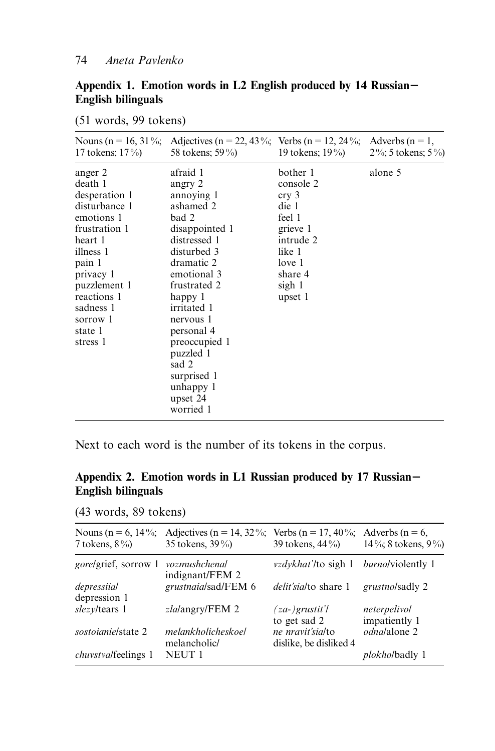## Appendix 1. Emotion words in L2 English produced by 14 Russian–English bilinguals

(51 words, 99 tokens)

| Nouns (n = 16, 31%; 17 tokens; 17%) | Adjectives (n = 22, 43%; 58 tokens; 59%) | Verbs (n = 12, 24%; 19 tokens; 19%) | Adverbs (n = 1, 2%; 5 tokens; 5%) |
|---|---|---|---|
| anger 2 | afraid 1 | bother 1 | alone 5 |
| death 1 | angry 2 | console 2 | |
| desperation 1 | annoying 1 | cry 3 | |
| disturbance 1 | ashamed 2 | die 1 | |
| emotions 1 | bad 2 | feel 1 | |
| frustration 1 | disappointed 1 | grieve 1 | |
| heart 1 | distressed 1 | intrude 2 | |
| illness 1 | disturbed 3 | like 1 | |
| pain 1 | dramatic 2 | love 1 | |
| privacy 1 | emotional 3 | share 4 | |
| puzzlement 1 | frustrated 2 | sigh 1 | |
| reactions 1 | happy 1 | upset 1 | |
| sadness 1 | irritated 1 | | |
| sorrow 1 | nervous 1 | | |
| state 1 | personal 4 | | |
| stress 1 | preoccupied 1 | | |
| | puzzled 1 | | |
| | sad 2 | | |
| | surprised 1 | | |
| | unhappy 1 | | |
| | upset 24 | | |
| | worried 1 | | |

Next to each word is the number of its tokens in the corpus.

## Appendix 2. Emotion words in L1 Russian produced by 17 Russian–English bilinguals

(43 words, 89 tokens)

| Nouns (n = 6, 14%; 7 tokens, 8%) | Adjectives (n = 14, 32%; 35 tokens, 39%) | Verbs (n = 17, 40%; 39 tokens, 44%) | Adverbs (n = 6, 14%; 8 tokens, 9%) |
|---|---|---|---|
| *gore*/grief, sorrow 1 | *vozmushchena*/indignant/FEM 2 | *vzdykhat'*/to sigh 1 | *burno*/violently 1 |
| *depressiia*/depression 1 | *grustnaia*/sad/FEM 6 | *delit'sia*/to share 1 | *grustno*/sadly 2 |
| *slezy*/tears 1 | *zla*/angry/FEM 2 | *(za-)grustit'*/to get sad 2 | *neterpelivo*/impatiently 1 |
| *sostoianie*/state 2 | *melankholicheskoe*/melancholic/NEUT 1 | *ne nravit'sia*/to dislike, be disliked 4 | *odna*/alone 2 |
| *chuvstva*/feelings 1 | | | *plokho*/badly 1 |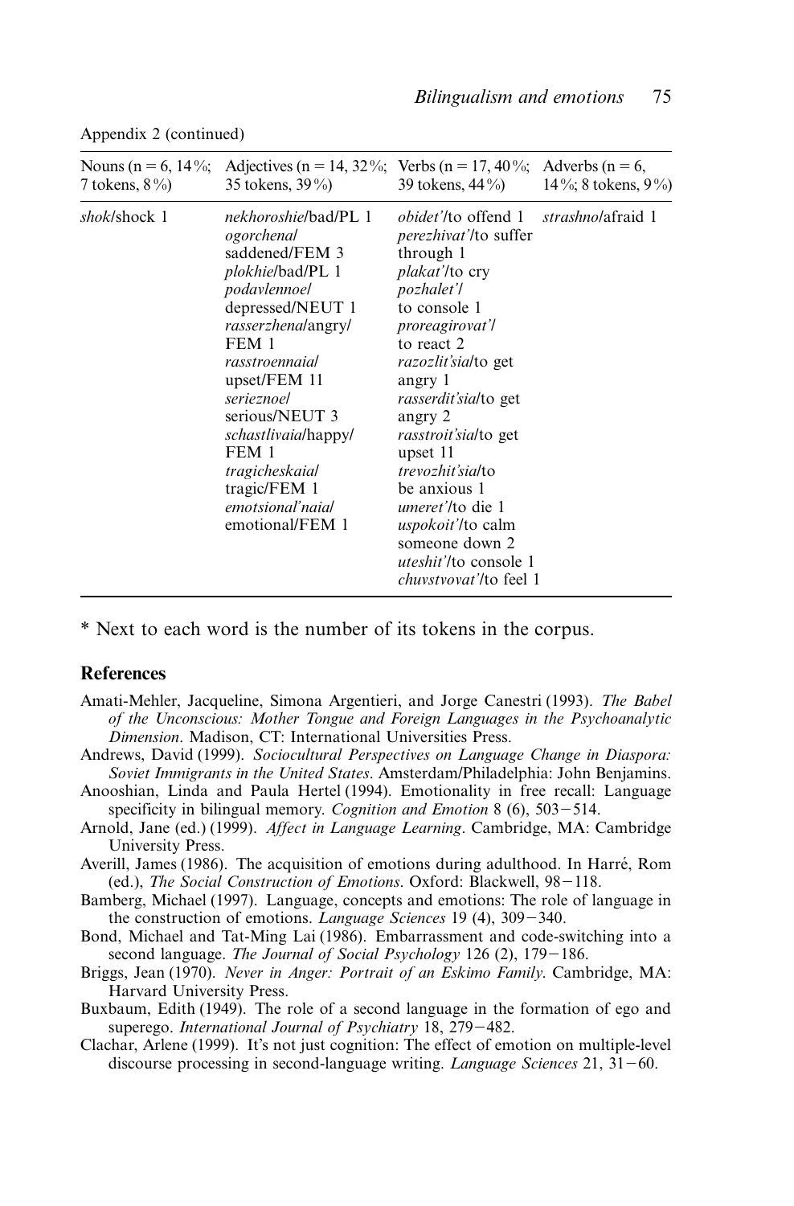Appendix 2 (continued)

| Nouns (n = 6, 14%; 7 tokens, 8%) | Adjectives (n = 14, 32%; 35 tokens, 39%) | Verbs (n = 17, 40%; 39 tokens, 44%) | Adverbs (n = 6, 14%; 8 tokens, 9%) |
|---|---|---|---|
| *shok*/shock 1 | *nekhoroshie*/bad/PL 1<br>*ogorchena*/saddened/FEM 3<br>*plokhie*/bad/PL 1<br>*podavlennoe*/depressed/NEUT 1<br>*rasserzhena*/angry/FEM 1<br>*rasstroennaia*/upset/FEM 11<br>*serieznoe*/serious/NEUT 3<br>*schastlivaia*/happy/FEM 1<br>*tragicheskaia*/tragic/FEM 1<br>*emotsional'naia*/emotional/FEM 1 | *obidet'*/to offend 1<br>*perezhivat'*/to suffer through 1<br>*plakat'*/to cry<br>*pozhalet'*/to console 1<br>*proreagirovat'*/to react 2<br>*razozlit'sia*/to get angry 1<br>*rasserdit'sia*/to get angry 2<br>*rasstroit'sia*/to get upset 11<br>*trevozhit'sia*/to be anxious 1<br>*umeret'*/to die 1<br>*uspokoit'*/to calm someone down 2<br>*uteshit'*/to console 1<br>*chuvstvovat'*/to feel 1 | *strashno*/afraid 1 |

\* Next to each word is the number of its tokens in the corpus.

## References

Amati-Mehler, Jacqueline, Simona Argentieri, and Jorge Canestri (1993). *The Babel of the Unconscious: Mother Tongue and Foreign Languages in the Psychoanalytic Dimension*. Madison, CT: International Universities Press.

Andrews, David (1999). *Sociocultural Perspectives on Language Change in Diaspora: Soviet Immigrants in the United States*. Amsterdam/Philadelphia: John Benjamins.

Anooshian, Linda and Paula Hertel (1994). Emotionality in free recall: Language specificity in bilingual memory. *Cognition and Emotion* 8 (6), 503–514.

Arnold, Jane (ed.) (1999). *Affect in Language Learning*. Cambridge, MA: Cambridge University Press.

Averill, James (1986). The acquisition of emotions during adulthood. In Harré, Rom (ed.), *The Social Construction of Emotions*. Oxford: Blackwell, 98–118.

Bamberg, Michael (1997). Language, concepts and emotions: The role of language in the construction of emotions. *Language Sciences* 19 (4), 309–340.

Bond, Michael and Tat-Ming Lai (1986). Embarrassment and code-switching into a second language. *The Journal of Social Psychology* 126 (2), 179–186.

Briggs, Jean (1970). *Never in Anger: Portrait of an Eskimo Family*. Cambridge, MA: Harvard University Press.

Buxbaum, Edith (1949). The role of a second language in the formation of ego and superego. *International Journal of Psychiatry* 18, 279–482.

Clachar, Arlene (1999). It's not just cognition: The effect of emotion on multiple-level discourse processing in second-language writing. *Language Sciences* 21, 31–60.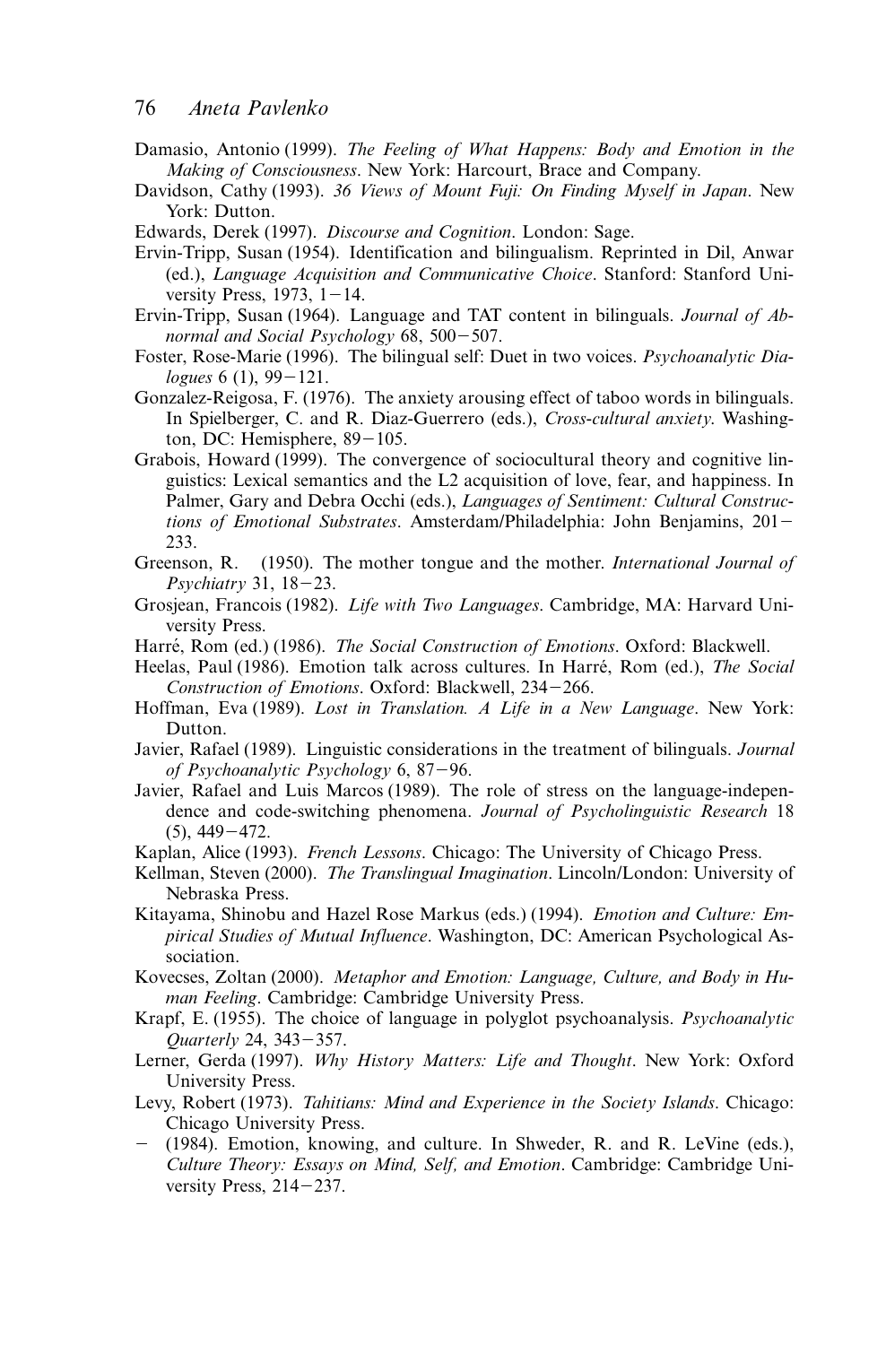Damasio, Antonio (1999). *The Feeling of What Happens: Body and Emotion in the Making of Consciousness*. New York: Harcourt, Brace and Company.

Davidson, Cathy (1993). *36 Views of Mount Fuji: On Finding Myself in Japan*. New York: Dutton.

Edwards, Derek (1997). *Discourse and Cognition*. London: Sage.

Ervin-Tripp, Susan (1954). Identification and bilingualism. Reprinted in Dil, Anwar (ed.), *Language Acquisition and Communicative Choice*. Stanford: Stanford University Press, 1973, 1–14.

Ervin-Tripp, Susan (1964). Language and TAT content in bilinguals. *Journal of Abnormal and Social Psychology* 68, 500–507.

Foster, Rose-Marie (1996). The bilingual self: Duet in two voices. *Psychoanalytic Dialogues* 6 (1), 99–121.

Gonzalez-Reigosa, F. (1976). The anxiety arousing effect of taboo words in bilinguals. In Spielberger, C. and R. Diaz-Guerrero (eds.), *Cross-cultural anxiety*. Washington, DC: Hemisphere, 89–105.

Grabois, Howard (1999). The convergence of sociocultural theory and cognitive linguistics: Lexical semantics and the L2 acquisition of love, fear, and happiness. In Palmer, Gary and Debra Occhi (eds.), *Languages of Sentiment: Cultural Constructions of Emotional Substrates*. Amsterdam/Philadelphia: John Benjamins, 201–233.

Greenson, R. (1950). The mother tongue and the mother. *International Journal of Psychiatry* 31, 18–23.

Grosjean, Francois (1982). *Life with Two Languages*. Cambridge, MA: Harvard University Press.

Harré, Rom (ed.) (1986). *The Social Construction of Emotions*. Oxford: Blackwell.

Heelas, Paul (1986). Emotion talk across cultures. In Harré, Rom (ed.), *The Social Construction of Emotions*. Oxford: Blackwell, 234–266.

Hoffman, Eva (1989). *Lost in Translation. A Life in a New Language*. New York: Dutton.

Javier, Rafael (1989). Linguistic considerations in the treatment of bilinguals. *Journal of Psychoanalytic Psychology* 6, 87–96.

Javier, Rafael and Luis Marcos (1989). The role of stress on the language-independence and code-switching phenomena. *Journal of Psycholinguistic Research* 18 (5), 449–472.

Kaplan, Alice (1993). *French Lessons*. Chicago: The University of Chicago Press.

Kellman, Steven (2000). *The Translingual Imagination*. Lincoln/London: University of Nebraska Press.

Kitayama, Shinobu and Hazel Rose Markus (eds.) (1994). *Emotion and Culture: Empirical Studies of Mutual Influence*. Washington, DC: American Psychological Association.

Kovecses, Zoltan (2000). *Metaphor and Emotion: Language, Culture, and Body in Human Feeling*. Cambridge: Cambridge University Press.

Krapf, E. (1955). The choice of language in polyglot psychoanalysis. *Psychoanalytic Quarterly* 24, 343–357.

Lerner, Gerda (1997). *Why History Matters: Life and Thought*. New York: Oxford University Press.

Levy, Robert (1973). *Tahitians: Mind and Experience in the Society Islands*. Chicago: Chicago University Press.

– (1984). Emotion, knowing, and culture. In Shweder, R. and R. LeVine (eds.), *Culture Theory: Essays on Mind, Self, and Emotion*. Cambridge: Cambridge University Press, 214–237.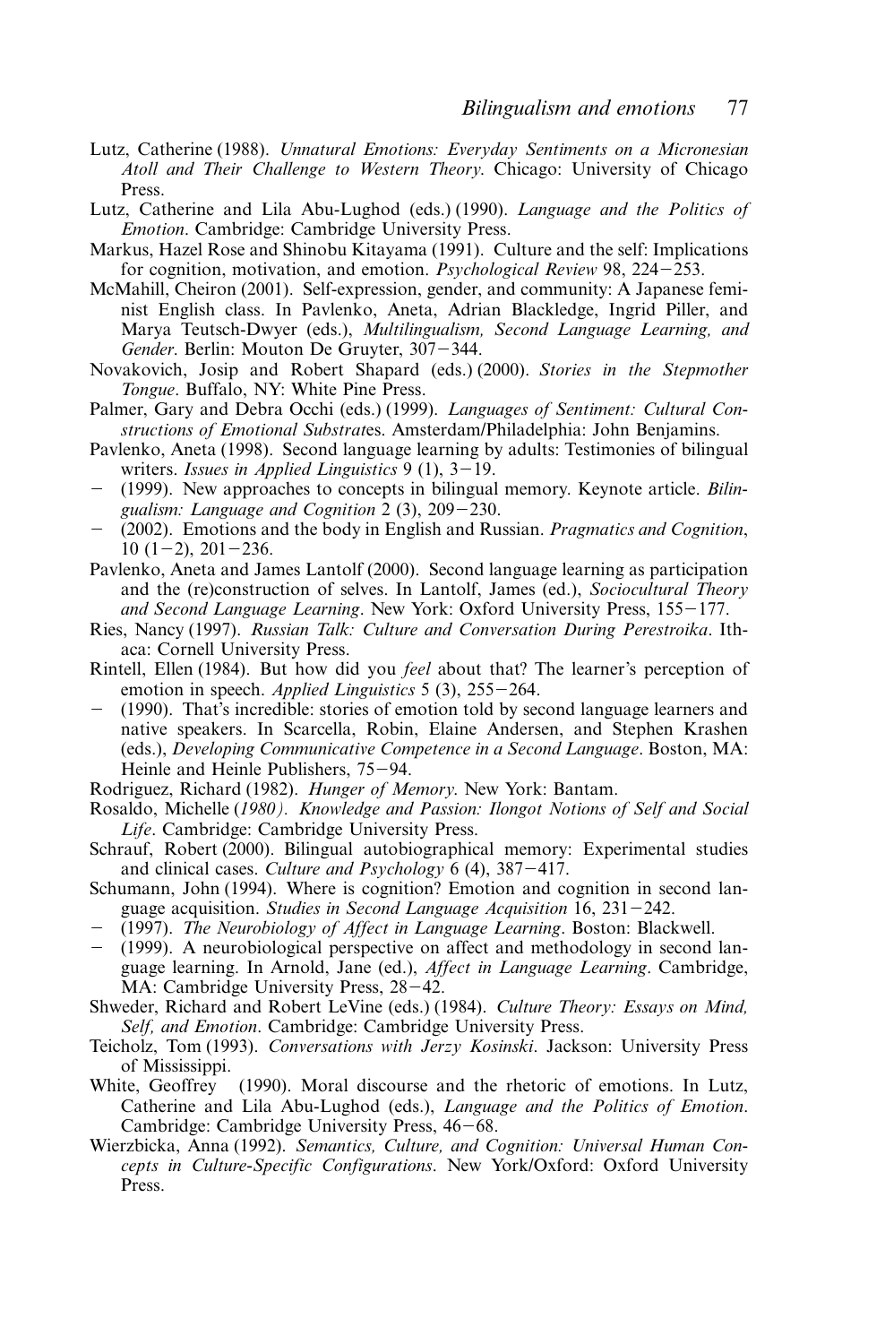Lutz, Catherine (1988). *Unnatural Emotions: Everyday Sentiments on a Micronesian Atoll and Their Challenge to Western Theory*. Chicago: University of Chicago Press.

Lutz, Catherine and Lila Abu-Lughod (eds.) (1990). *Language and the Politics of Emotion*. Cambridge: Cambridge University Press.

Markus, Hazel Rose and Shinobu Kitayama (1991). Culture and the self: Implications for cognition, motivation, and emotion. *Psychological Review* 98, 224–253.

McMahill, Cheiron (2001). Self-expression, gender, and community: A Japanese feminist English class. In Pavlenko, Aneta, Adrian Blackledge, Ingrid Piller, and Marya Teutsch-Dwyer (eds.), *Multilingualism, Second Language Learning, and Gender*. Berlin: Mouton De Gruyter, 307–344.

Novakovich, Josip and Robert Shapard (eds.) (2000). *Stories in the Stepmother Tongue*. Buffalo, NY: White Pine Press.

Palmer, Gary and Debra Occhi (eds.) (1999). *Languages of Sentiment: Cultural Constructions of Emotional Substrat*es. Amsterdam/Philadelphia: John Benjamins.

Pavlenko, Aneta (1998). Second language learning by adults: Testimonies of bilingual writers. *Issues in Applied Linguistics* 9 (1), 3–19.

– (1999). New approaches to concepts in bilingual memory. Keynote article. *Bilingualism: Language and Cognition* 2 (3), 209–230.

– (2002). Emotions and the body in English and Russian. *Pragmatics and Cognition*, 10 (1–2), 201–236.

Pavlenko, Aneta and James Lantolf (2000). Second language learning as participation and the (re)construction of selves. In Lantolf, James (ed.), *Sociocultural Theory and Second Language Learning*. New York: Oxford University Press, 155–177.

Ries, Nancy (1997). *Russian Talk: Culture and Conversation During Perestroika*. Ithaca: Cornell University Press.

Rintell, Ellen (1984). But how did you *feel* about that? The learner's perception of emotion in speech. *Applied Linguistics* 5 (3), 255–264.

– (1990). That's incredible: stories of emotion told by second language learners and native speakers. In Scarcella, Robin, Elaine Andersen, and Stephen Krashen (eds.), *Developing Communicative Competence in a Second Language*. Boston, MA: Heinle and Heinle Publishers, 75–94.

Rodriguez, Richard (1982). *Hunger of Memory*. New York: Bantam.

Rosaldo, Michelle (*1980). Knowledge and Passion: Ilongot Notions of Self and Social Life*. Cambridge: Cambridge University Press.

Schrauf, Robert (2000). Bilingual autobiographical memory: Experimental studies and clinical cases. *Culture and Psychology* 6 (4), 387–417.

Schumann, John (1994). Where is cognition? Emotion and cognition in second language acquisition. *Studies in Second Language Acquisition* 16, 231–242.

– (1997). *The Neurobiology of Affect in Language Learning*. Boston: Blackwell.

– (1999). A neurobiological perspective on affect and methodology in second language learning. In Arnold, Jane (ed.), *Affect in Language Learning*. Cambridge, MA: Cambridge University Press, 28–42.

Shweder, Richard and Robert LeVine (eds.) (1984). *Culture Theory: Essays on Mind, Self, and Emotion*. Cambridge: Cambridge University Press.

Teicholz, Tom (1993). *Conversations with Jerzy Kosinski*. Jackson: University Press of Mississippi.

White, Geoffrey (1990). Moral discourse and the rhetoric of emotions. In Lutz, Catherine and Lila Abu-Lughod (eds.), *Language and the Politics of Emotion*. Cambridge: Cambridge University Press, 46–68.

Wierzbicka, Anna (1992). *Semantics, Culture, and Cognition: Universal Human Concepts in Culture-Specific Configurations*. New York/Oxford: Oxford University Press.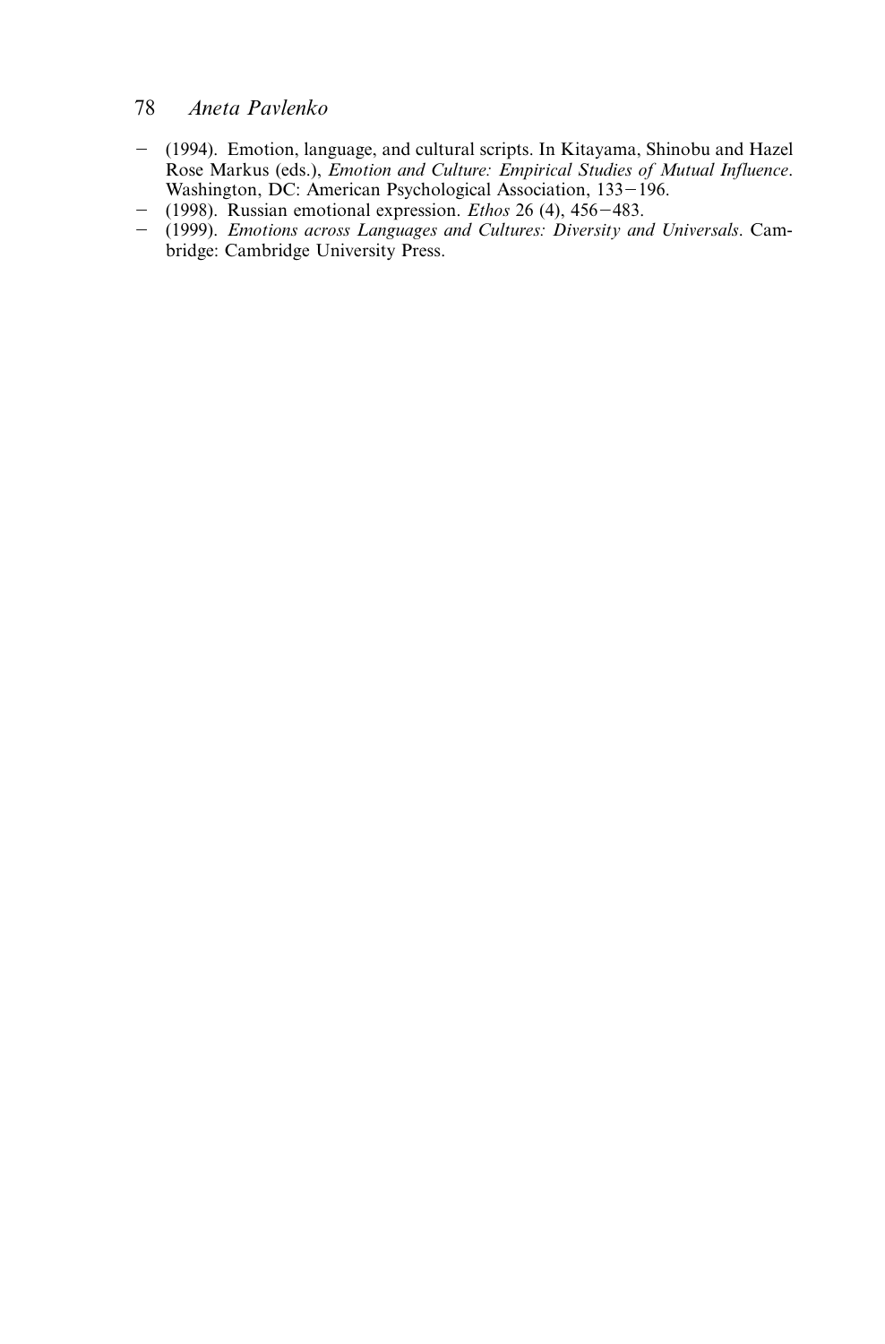- (1994). Emotion, language, and cultural scripts. In Kitayama, Shinobu and Hazel Rose Markus (eds.), *Emotion and Culture: Empirical Studies of Mutual Influence*. Washington, DC: American Psychological Association, 133–196.
- (1998). Russian emotional expression. *Ethos* 26 (4), 456–483.
- (1999). *Emotions across Languages and Cultures: Diversity and Universals*. Cambridge: Cambridge University Press.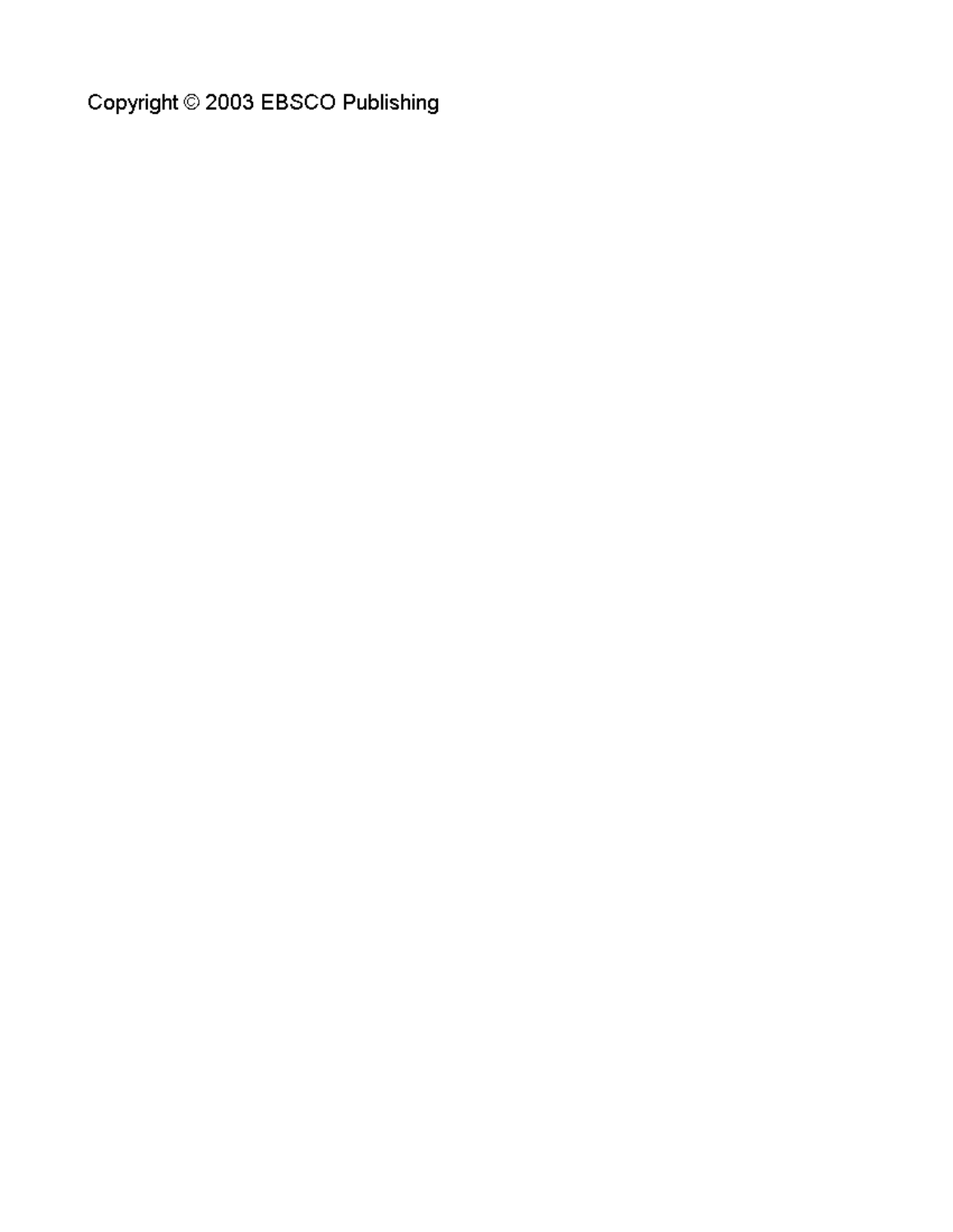Copyright © 2003 EBSCO Publishing